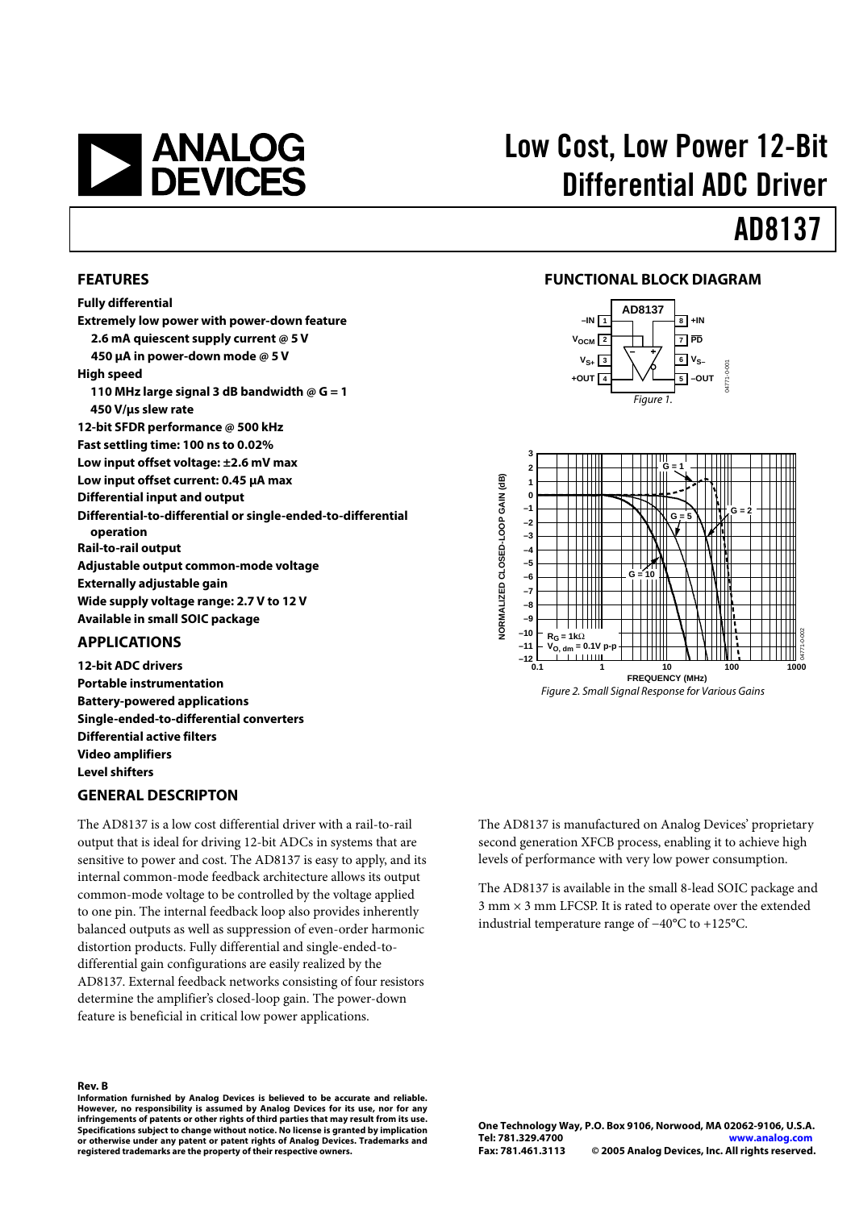# Low Cost, Low Power 12-Bit Differential ADC Driver

# AD8137

## FEATURES

**Fully differential**
**Extremely low power with power-down feature**
**2.6 mA quiescent supply current @ 5 V**
**450 μA in power-down mode @ 5 V**
**High speed**
**110 MHz large signal 3 dB bandwidth @ G = 1**
**450 V/μs slew rate**
**12-bit SFDR performance @ 500 kHz**
**Fast settling time: 100 ns to 0.02%**
**Low input offset voltage: ±2.6 mV max**
**Low input offset current: 0.45 μA max**
**Differential input and output**
**Differential-to-differential or single-ended-to-differential operation**
**Rail-to-rail output**
**Adjustable output common-mode voltage**
**Externally adjustable gain**
**Wide supply voltage range: 2.7 V to 12 V**
**Available in small SOIC package**

## APPLICATIONS

**12-bit ADC drivers**
**Portable instrumentation**
**Battery-powered applications**
**Single-ended-to-differential converters**
**Differential active filters**
**Video amplifiers**
**Level shifters**

## FUNCTIONAL BLOCK DIAGRAM

*Figure 1.*

*Figure 2. Small Signal Response for Various Gains*

## GENERAL DESCRIPTON

The AD8137 is a low cost differential driver with a rail-to-rail output that is ideal for driving 12-bit ADCs in systems that are sensitive to power and cost. The AD8137 is easy to apply, and its internal common-mode feedback architecture allows its output common-mode voltage to be controlled by the voltage applied to one pin. The internal feedback loop also provides inherently balanced outputs as well as suppression of even-order harmonic distortion products. Fully differential and single-ended-to-differential gain configurations are easily realized by the AD8137. External feedback networks consisting of four resistors determine the amplifier's closed-loop gain. The power-down feature is beneficial in critical low power applications.

The AD8137 is manufactured on Analog Devices' proprietary second generation XFCB process, enabling it to achieve high levels of performance with very low power consumption.

The AD8137 is available in the small 8-lead SOIC package and 3 mm × 3 mm LFCSP. It is rated to operate over the extended industrial temperature range of −40°C to +125°C.

**Rev. B**

**Information furnished by Analog Devices is believed to be accurate and reliable. However, no responsibility is assumed by Analog Devices for its use, nor for any infringements of patents or other rights of third parties that may result from its use. Specifications subject to change without notice. No license is granted by implication or otherwise under any patent or patent rights of Analog Devices. Trademarks and registered trademarks are the property of their respective owners.**

**One Technology Way, P.O. Box 9106, Norwood, MA 02062-9106, U.S.A.**
**Tel: 781.329.4700 www.analog.com**
**Fax: 781.461.3113 © 2005 Analog Devices, Inc. All rights reserved.**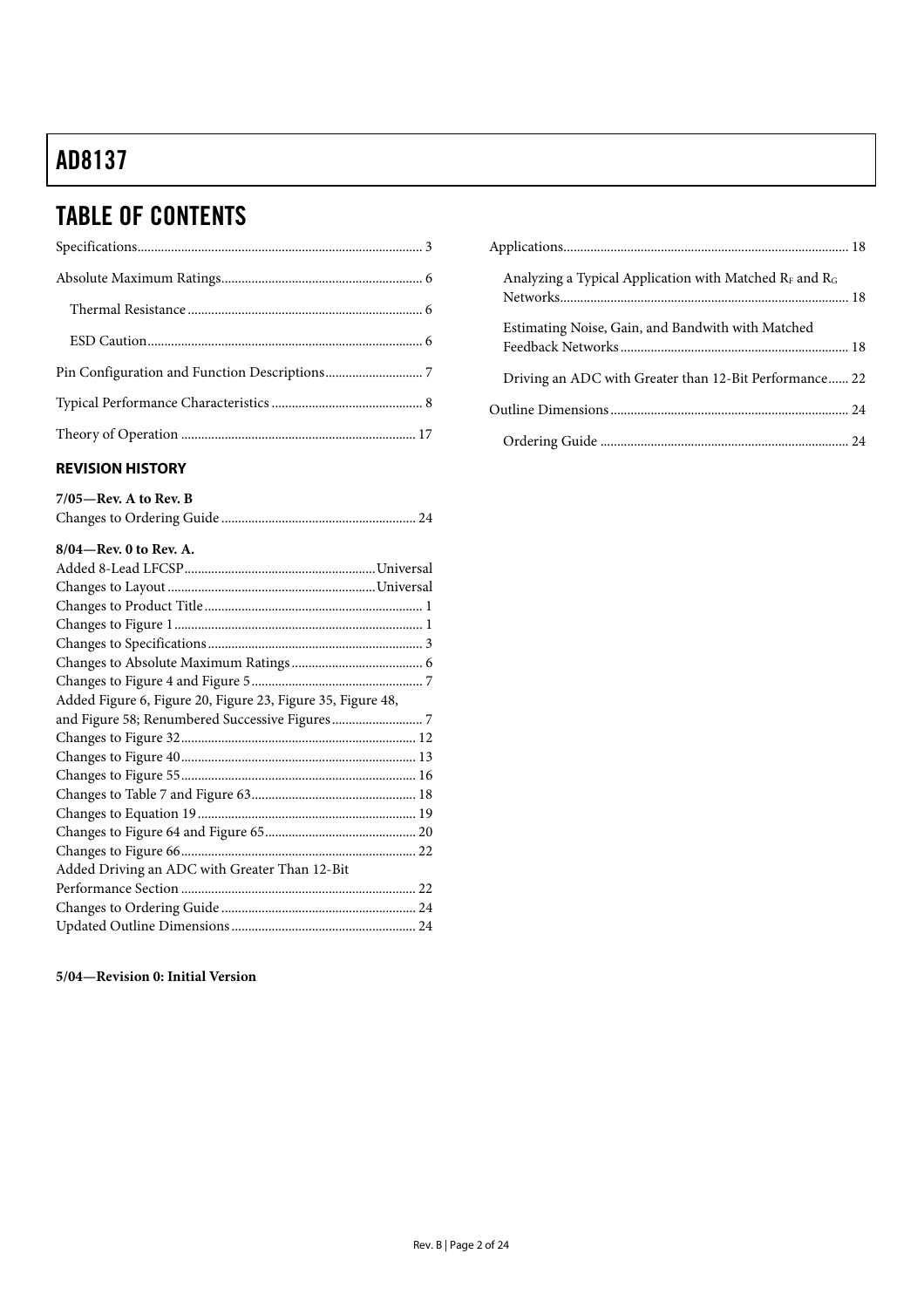## TABLE OF CONTENTS

Specifications ... 3

Absolute Maximum Ratings ... 6

- Thermal Resistance ... 6
- ESD Caution ... 6

Pin Configuration and Function Descriptions ... 7

Typical Performance Characteristics ... 8

Theory of Operation ... 17

Applications ... 18

- Analyzing a Typical Application with Matched $R_F$ and $R_G$ Networks ... 18
- Estimating Noise, Gain, and Bandwith with Matched Feedback Networks ... 18
- Driving an ADC with Greater than 12-Bit Performance ... 22

Outline Dimensions ... 24

- Ordering Guide ... 24

### REVISION HISTORY

**7/05—Rev. A to Rev. B**

Changes to Ordering Guide ... 24

**8/04—Rev. 0 to Rev. A.**

Added 8-Lead LFCSP ... Universal
Changes to Layout ... Universal
Changes to Product Title ... 1
Changes to Figure 1 ... 1
Changes to Specifications ... 3
Changes to Absolute Maximum Ratings ... 6
Changes to Figure 4 and Figure 5 ... 7
Added Figure 6, Figure 20, Figure 23, Figure 35, Figure 48, and Figure 58; Renumbered Successive Figures ... 7
Changes to Figure 32 ... 12
Changes to Figure 40 ... 13
Changes to Figure 55 ... 16
Changes to Table 7 and Figure 63 ... 18
Changes to Equation 19 ... 19
Changes to Figure 64 and Figure 65 ... 20
Changes to Figure 66 ... 22
Added Driving an ADC with Greater Than 12-Bit Performance Section ... 22
Changes to Ordering Guide ... 24
Updated Outline Dimensions ... 24

**5/04—Revision 0: Initial Version**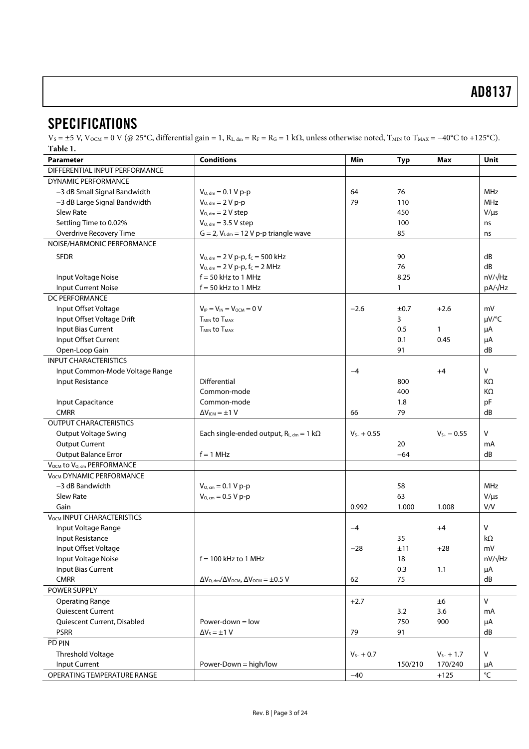## SPECIFICATIONS

$V_S = \pm5$ V, $V_{OCM} = 0$ V (@ 25°C, differential gain = 1, $R_{L,\,dm} = R_F = R_G = 1$ kΩ, unless otherwise noted, $T_{MIN}$ to $T_{MAX} = -40°C$ to +125°C).

**Table 1.**

| Parameter | Conditions | Min | Typ | Max | Unit |
|---|---|---|---|---|---|
| DIFFERENTIAL INPUT PERFORMANCE | | | | | |
| DYNAMIC PERFORMANCE | | | | | |
| −3 dB Small Signal Bandwidth | $V_{O,\,dm} = 0.1$ V p-p | 64 | 76 | | MHz |
| −3 dB Large Signal Bandwidth | $V_{O,\,dm} = 2$ V p-p | 79 | 110 | | MHz |
| Slew Rate | $V_{O,\,dm} = 2$ V step | | 450 | | V/μs |
| Settling Time to 0.02% | $V_{O,\,dm} = 3.5$ V step | | 100 | | ns |
| Overdrive Recovery Time | G = 2, $V_{I,\,dm} = 12$ V p-p triangle wave | | 85 | | ns |
| NOISE/HARMONIC PERFORMANCE | | | | | |
| SFDR | $V_{O,\,dm} = 2$ V p-p, $f_C = 500$ kHz | | 90 | | dB |
| | $V_{O,\,dm} = 2$ V p-p, $f_C = 2$ MHz | | 76 | | dB |
| Input Voltage Noise | f = 50 kHz to 1 MHz | | 8.25 | | nV/√Hz |
| Input Current Noise | f = 50 kHz to 1 MHz | | 1 | | pA/√Hz |
| DC PERFORMANCE | | | | | |
| Input Offset Voltage | $V_{IP} = V_{IN} = V_{OCM} = 0$ V | −2.6 | ±0.7 | +2.6 | mV |
| Input Offset Voltage Drift | $T_{MIN}$ to $T_{MAX}$ | | 3 | | μV/°C |
| Input Bias Current | $T_{MIN}$ to $T_{MAX}$ | | 0.5 | 1 | μA |
| Input Offset Current | | | 0.1 | 0.45 | μA |
| Open-Loop Gain | | | 91 | | dB |
| INPUT CHARACTERISTICS | | | | | |
| Input Common-Mode Voltage Range | | −4 | | +4 | V |
| Input Resistance | Differential | | 800 | | KΩ |
| | Common-mode | | 400 | | KΩ |
| Input Capacitance | Common-mode | | 1.8 | | pF |
| CMRR | $\Delta V_{ICM} = \pm1$ V | 66 | 79 | | dB |
| OUTPUT CHARACTERISTICS | | | | | |
| Output Voltage Swing | Each single-ended output, $R_{L,\,dm} = 1$ kΩ | $V_{S-} + 0.55$ | | $V_{S+} - 0.55$ | V |
| Output Current | | | 20 | | mA |
| Output Balance Error | f = 1 MHz | | −64 | | dB |
| $V_{OCM}$ to $V_{O,\,cm}$ PERFORMANCE | | | | | |
| $V_{OCM}$ DYNAMIC PERFORMANCE | | | | | |
| −3 dB Bandwidth | $V_{O,\,cm} = 0.1$ V p-p | | 58 | | MHz |
| Slew Rate | $V_{O,\,cm} = 0.5$ V p-p | | 63 | | V/μs |
| Gain | | 0.992 | 1.000 | 1.008 | V/V |
| $V_{OCM}$ INPUT CHARACTERISTICS | | | | | |
| Input Voltage Range | | −4 | | +4 | V |
| Input Resistance | | | 35 | | kΩ |
| Input Offset Voltage | | −28 | ±11 | +28 | mV |
| Input Voltage Noise | f = 100 kHz to 1 MHz | | 18 | | nV/√Hz |
| Input Bias Current | | | 0.3 | 1.1 | μA |
| CMRR | $\Delta V_{O,\,dm}/\Delta V_{OCM}$, $\Delta V_{OCM} = \pm0.5$ V | 62 | 75 | | dB |
| POWER SUPPLY | | | | | |
| Operating Range | | +2.7 | | ±6 | V |
| Quiescent Current | | | 3.2 | 3.6 | mA |
| Quiescent Current, Disabled | Power-down = low | | 750 | 900 | μA |
| PSRR | $\Delta V_S = \pm1$ V | 79 | 91 | | dB |
| $\overline{PD}$ PIN | | | | | |
| Threshold Voltage | | $V_{S-} + 0.7$ | | $V_{S-} + 1.7$ | V |
| Input Current | Power-Down = high/low | | 150/210 | 170/240 | μA |
| OPERATING TEMPERATURE RANGE | | −40 | | +125 | °C |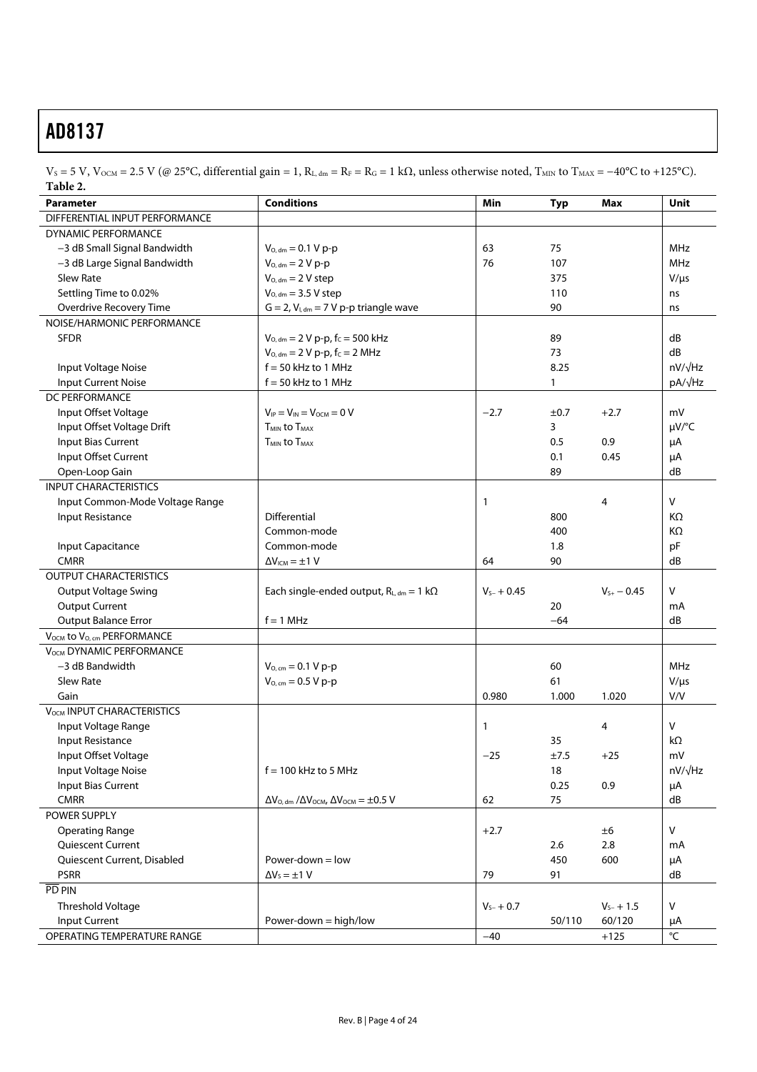$V_S = 5$ V, $V_{OCM} = 2.5$ V (@ 25°C, differential gain = 1, $R_{L,\,dm} = R_F = R_G = 1$ kΩ, unless otherwise noted, $T_{MIN}$ to $T_{MAX} = −40$°C to +125°C).

**Table 2.**

| Parameter | Conditions | Min | Typ | Max | Unit |
|---|---|---|---|---|---|
| DIFFERENTIAL INPUT PERFORMANCE | | | | | |
| DYNAMIC PERFORMANCE | | | | | |
| −3 dB Small Signal Bandwidth | $V_{O,\,dm} = 0.1$ V p-p | 63 | 75 | | MHz |
| −3 dB Large Signal Bandwidth | $V_{O,\,dm} = 2$ V p-p | 76 | 107 | | MHz |
| Slew Rate | $V_{O,\,dm} = 2$ V step | | 375 | | V/μs |
| Settling Time to 0.02% | $V_{O,\,dm} = 3.5$ V step | | 110 | | ns |
| Overdrive Recovery Time | G = 2, $V_{I,\,dm} = 7$ V p-p triangle wave | | 90 | | ns |
| NOISE/HARMONIC PERFORMANCE | | | | | |
| SFDR | $V_{O,\,dm} = 2$ V p-p, $f_C = 500$ kHz | | 89 | | dB |
| | $V_{O,\,dm} = 2$ V p-p, $f_C = 2$ MHz | | 73 | | dB |
| Input Voltage Noise | f = 50 kHz to 1 MHz | | 8.25 | | nV/√Hz |
| Input Current Noise | f = 50 kHz to 1 MHz | | 1 | | pA/√Hz |
| DC PERFORMANCE | | | | | |
| Input Offset Voltage | $V_{IP} = V_{IN} = V_{OCM} = 0$ V | −2.7 | ±0.7 | +2.7 | mV |
| Input Offset Voltage Drift | $T_{MIN}$ to $T_{MAX}$ | | 3 | | μV/°C |
| Input Bias Current | $T_{MIN}$ to $T_{MAX}$ | | 0.5 | 0.9 | μA |
| Input Offset Current | | | 0.1 | 0.45 | μA |
| Open-Loop Gain | | | 89 | | dB |
| INPUT CHARACTERISTICS | | | | | |
| Input Common-Mode Voltage Range | | 1 | | 4 | V |
| Input Resistance | Differential | | 800 | | KΩ |
| | Common-mode | | 400 | | KΩ |
| Input Capacitance | Common-mode | | 1.8 | | pF |
| CMRR | $\Delta V_{ICM} = \pm 1$ V | 64 | 90 | | dB |
| OUTPUT CHARACTERISTICS | | | | | |
| Output Voltage Swing | Each single-ended output, $R_{L,\,dm} = 1$ kΩ | $V_{S−} + 0.45$ | | $V_{S+} − 0.45$ | V |
| Output Current | | | 20 | | mA |
| Output Balance Error | f = 1 MHz | | −64 | | dB |
| $V_{OCM}$ to $V_{O,\,cm}$ PERFORMANCE | | | | | |
| $V_{OCM}$ DYNAMIC PERFORMANCE | | | | | |
| −3 dB Bandwidth | $V_{O,\,cm} = 0.1$ V p-p | | 60 | | MHz |
| Slew Rate | $V_{O,\,cm} = 0.5$ V p-p | | 61 | | V/μs |
| Gain | | 0.980 | 1.000 | 1.020 | V/V |
| $V_{OCM}$ INPUT CHARACTERISTICS | | | | | |
| Input Voltage Range | | 1 | | 4 | V |
| Input Resistance | | | 35 | | kΩ |
| Input Offset Voltage | | −25 | ±7.5 | +25 | mV |
| Input Voltage Noise | f = 100 kHz to 5 MHz | | 18 | | nV/√Hz |
| Input Bias Current | | | 0.25 | 0.9 | μA |
| CMRR | $\Delta V_{O,\,dm}/\Delta V_{OCM}$, $\Delta V_{OCM} = \pm 0.5$ V | 62 | 75 | | dB |
| POWER SUPPLY | | | | | |
| Operating Range | | +2.7 | | ±6 | V |
| Quiescent Current | | | 2.6 | 2.8 | mA |
| Quiescent Current, Disabled | Power-down = low | | 450 | 600 | μA |
| PSRR | $\Delta V_S = \pm 1$ V | 79 | 91 | | dB |
| $\overline{PD}$ PIN | | | | | |
| Threshold Voltage | | $V_{S−} + 0.7$ | | $V_{S−} + 1.5$ | V |
| Input Current | Power-down = high/low | | 50/110 | 60/120 | μA |
| OPERATING TEMPERATURE RANGE | | −40 | | +125 | °C |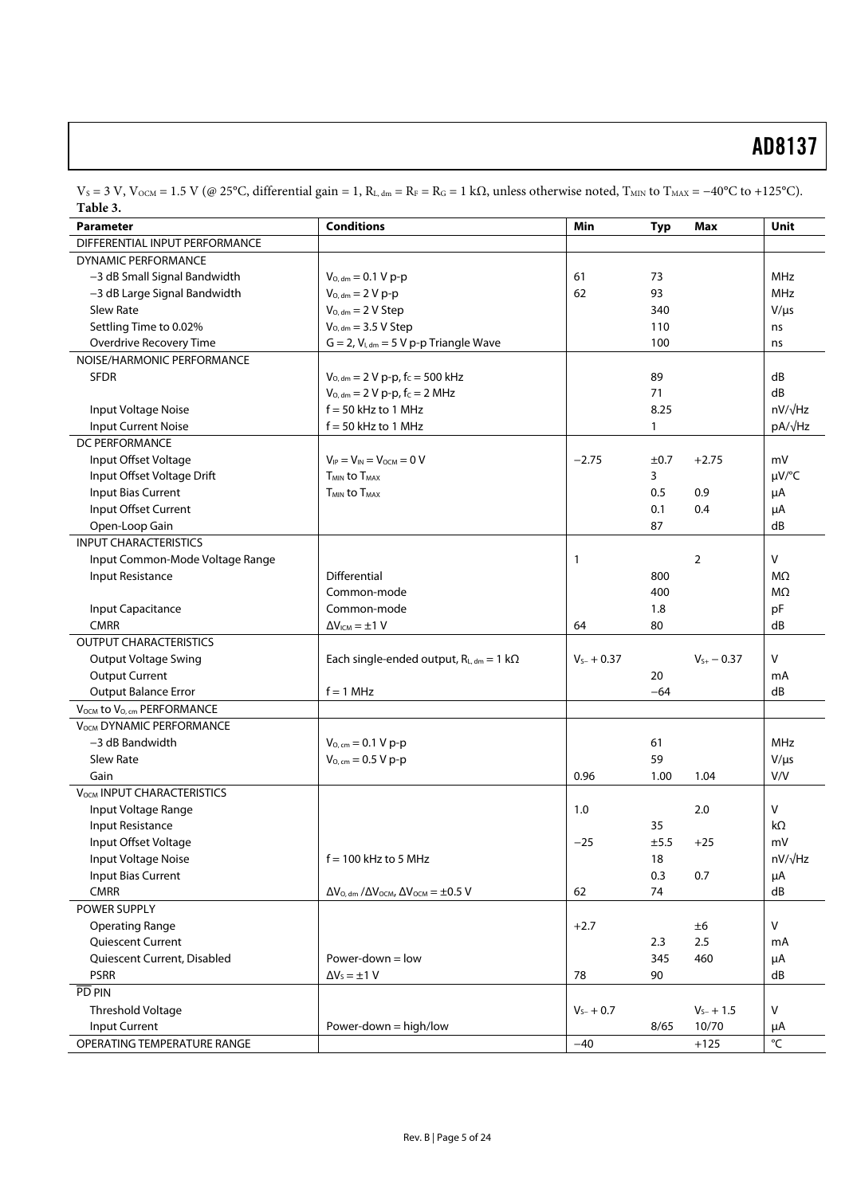$V_S$ = 3 V, $V_{OCM}$ = 1.5 V (@ 25°C, differential gain = 1, $R_{L,\,dm}$ = $R_F$ = $R_G$ = 1 kΩ, unless otherwise noted, $T_{MIN}$ to $T_{MAX}$ = −40°C to +125°C).

**Table 3.**

| Parameter | Conditions | Min | Typ | Max | Unit |
|---|---|---|---|---|---|
| DIFFERENTIAL INPUT PERFORMANCE | | | | | |
| DYNAMIC PERFORMANCE | | | | | |
| −3 dB Small Signal Bandwidth | $V_{O,\,dm}$ = 0.1 V p-p | 61 | 73 | | MHz |
| −3 dB Large Signal Bandwidth | $V_{O,\,dm}$ = 2 V p-p | 62 | 93 | | MHz |
| Slew Rate | $V_{O,\,dm}$ = 2 V Step | | 340 | | V/µs |
| Settling Time to 0.02% | $V_{O,\,dm}$ = 3.5 V Step | | 110 | | ns |
| Overdrive Recovery Time | G = 2, $V_{I,\,dm}$ = 5 V p-p Triangle Wave | | 100 | | ns |
| NOISE/HARMONIC PERFORMANCE | | | | | |
| SFDR | $V_{O,\,dm}$ = 2 V p-p, $f_C$ = 500 kHz | | 89 | | dB |
| | $V_{O,\,dm}$ = 2 V p-p, $f_C$ = 2 MHz | | 71 | | dB |
| Input Voltage Noise | f = 50 kHz to 1 MHz | | 8.25 | | nV/√Hz |
| Input Current Noise | f = 50 kHz to 1 MHz | | 1 | | pA/√Hz |
| DC PERFORMANCE | | | | | |
| Input Offset Voltage | $V_{IP}$ = $V_{IN}$ = $V_{OCM}$ = 0 V | −2.75 | ±0.7 | +2.75 | mV |
| Input Offset Voltage Drift | $T_{MIN}$ to $T_{MAX}$ | | 3 | | µV/°C |
| Input Bias Current | $T_{MIN}$ to $T_{MAX}$ | | 0.5 | 0.9 | µA |
| Input Offset Current | | | 0.1 | 0.4 | µA |
| Open-Loop Gain | | | 87 | | dB |
| INPUT CHARACTERISTICS | | | | | |
| Input Common-Mode Voltage Range | | 1 | | 2 | V |
| Input Resistance | Differential | | 800 | | MΩ |
| | Common-mode | | 400 | | MΩ |
| Input Capacitance | Common-mode | | 1.8 | | pF |
| CMRR | $\Delta V_{ICM}$ = ±1 V | 64 | 80 | | dB |
| OUTPUT CHARACTERISTICS | | | | | |
| Output Voltage Swing | Each single-ended output, $R_{L,\,dm}$ = 1 kΩ | $V_{S-}$ + 0.37 | | $V_{S+}$ − 0.37 | V |
| Output Current | | | 20 | | mA |
| Output Balance Error | f = 1 MHz | | −64 | | dB |
| $V_{OCM}$ to $V_{O,\,cm}$ PERFORMANCE | | | | | |
| $V_{OCM}$ DYNAMIC PERFORMANCE | | | | | |
| −3 dB Bandwidth | $V_{O,\,cm}$ = 0.1 V p-p | | 61 | | MHz |
| Slew Rate | $V_{O,\,cm}$ = 0.5 V p-p | | 59 | | V/µs |
| Gain | | 0.96 | 1.00 | 1.04 | V/V |
| $V_{OCM}$ INPUT CHARACTERISTICS | | | | | |
| Input Voltage Range | | 1.0 | | 2.0 | V |
| Input Resistance | | | 35 | | kΩ |
| Input Offset Voltage | | −25 | ±5.5 | +25 | mV |
| Input Voltage Noise | f = 100 kHz to 5 MHz | | 18 | | nV/√Hz |
| Input Bias Current | | | 0.3 | 0.7 | µA |
| CMRR | $\Delta V_{O,\,dm}/\Delta V_{OCM}$, $\Delta V_{OCM}$ = ±0.5 V | 62 | 74 | | dB |
| POWER SUPPLY | | | | | |
| Operating Range | | +2.7 | | ±6 | V |
| Quiescent Current | | | 2.3 | 2.5 | mA |
| Quiescent Current, Disabled | Power-down = low | | 345 | 460 | µA |
| PSRR | $\Delta V_S$ = ±1 V | 78 | 90 | | dB |
| $\overline{PD}$ PIN | | | | | |
| Threshold Voltage | | $V_{S-}$ + 0.7 | | $V_{S-}$ + 1.5 | V |
| Input Current | Power-down = high/low | | 8/65 | 10/70 | µA |
| OPERATING TEMPERATURE RANGE | | −40 | | +125 | °C |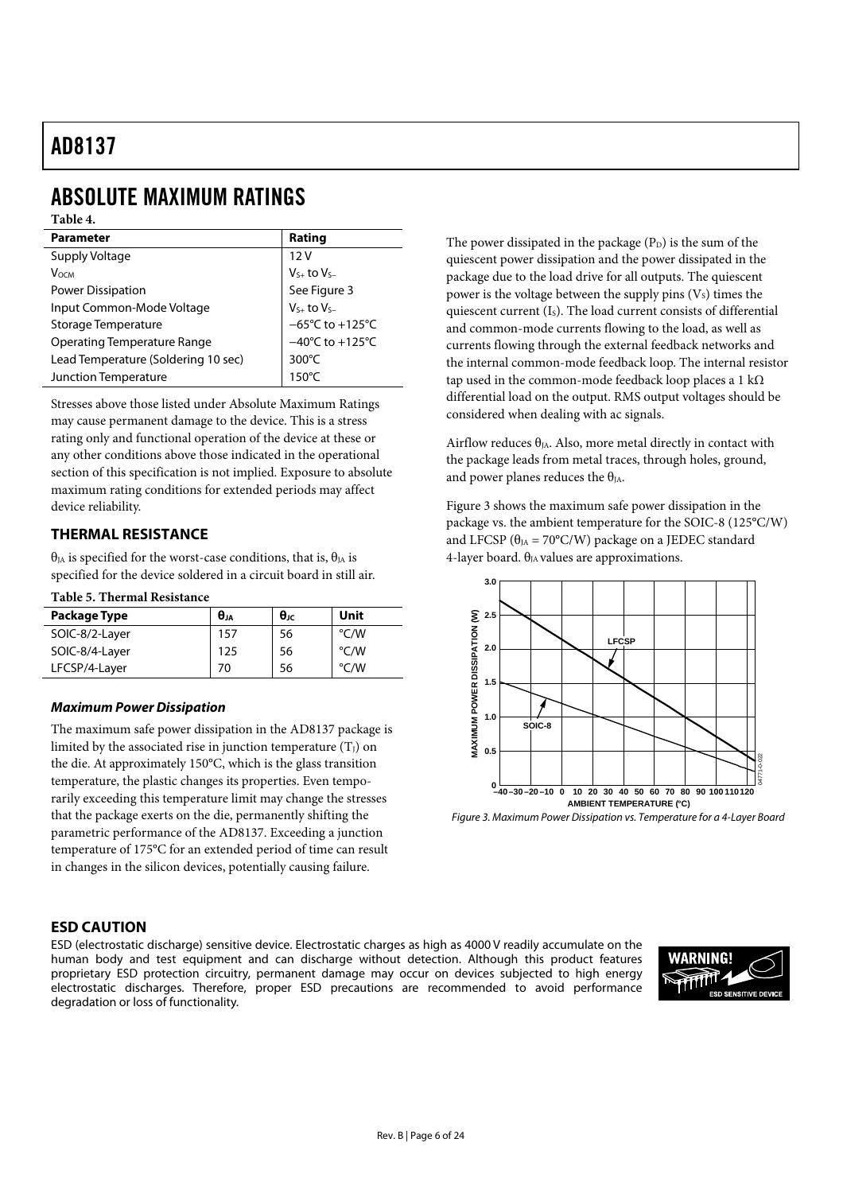# ABSOLUTE MAXIMUM RATINGS

**Table 4.**

| Parameter | Rating |
|---|---|
| Supply Voltage | 12 V |
| $V_{OCM}$ | $V_{S+}$ to $V_{S-}$ |
| Power Dissipation | See Figure 3 |
| Input Common-Mode Voltage | $V_{S+}$ to $V_{S-}$ |
| Storage Temperature | −65°C to +125°C |
| Operating Temperature Range | −40°C to +125°C |
| Lead Temperature (Soldering 10 sec) | 300°C |
| Junction Temperature | 150°C |

Stresses above those listed under Absolute Maximum Ratings may cause permanent damage to the device. This is a stress rating only and functional operation of the device at these or any other conditions above those indicated in the operational section of this specification is not implied. Exposure to absolute maximum rating conditions for extended periods may affect device reliability.

## THERMAL RESISTANCE

$\theta_{JA}$ is specified for the worst-case conditions, that is, $\theta_{JA}$ is specified for the device soldered in a circuit board in still air.

**Table 5. Thermal Resistance**

| Package Type | $\theta_{JA}$ | $\theta_{JC}$ | Unit |
|---|---|---|---|
| SOIC-8/2-Layer | 157 | 56 | °C/W |
| SOIC-8/4-Layer | 125 | 56 | °C/W |
| LFCSP/4-Layer | 70 | 56 | °C/W |

### *Maximum Power Dissipation*

The maximum safe power dissipation in the AD8137 package is limited by the associated rise in junction temperature ($T_J$) on the die. At approximately 150°C, which is the glass transition temperature, the plastic changes its properties. Even temporarily exceeding this temperature limit may change the stresses that the package exerts on the die, permanently shifting the parametric performance of the AD8137. Exceeding a junction temperature of 175°C for an extended period of time can result in changes in the silicon devices, potentially causing failure.

The power dissipated in the package ($P_D$) is the sum of the quiescent power dissipation and the power dissipated in the package due to the load drive for all outputs. The quiescent power is the voltage between the supply pins ($V_S$) times the quiescent current ($I_S$). The load current consists of differential and common-mode currents flowing to the load, as well as currents flowing through the external feedback networks and the internal common-mode feedback loop. The internal resistor tap used in the common-mode feedback loop places a 1 kΩ differential load on the output. RMS output voltages should be considered when dealing with ac signals.

Airflow reduces $\theta_{JA}$. Also, more metal directly in contact with the package leads from metal traces, through holes, ground, and power planes reduces the $\theta_{JA}$.

Figure 3 shows the maximum safe power dissipation in the package vs. the ambient temperature for the SOIC-8 (125°C/W) and LFCSP ($\theta_{JA}$ = 70°C/W) package on a JEDEC standard 4-layer board. $\theta_{JA}$ values are approximations.

*Figure 3. Maximum Power Dissipation vs. Temperature for a 4-Layer Board*

## ESD CAUTION

ESD (electrostatic discharge) sensitive device. Electrostatic charges as high as 4000 V readily accumulate on the human body and test equipment and can discharge without detection. Although this product features proprietary ESD protection circuitry, permanent damage may occur on devices subjected to high energy electrostatic discharges. Therefore, proper ESD precautions are recommended to avoid performance degradation or loss of functionality.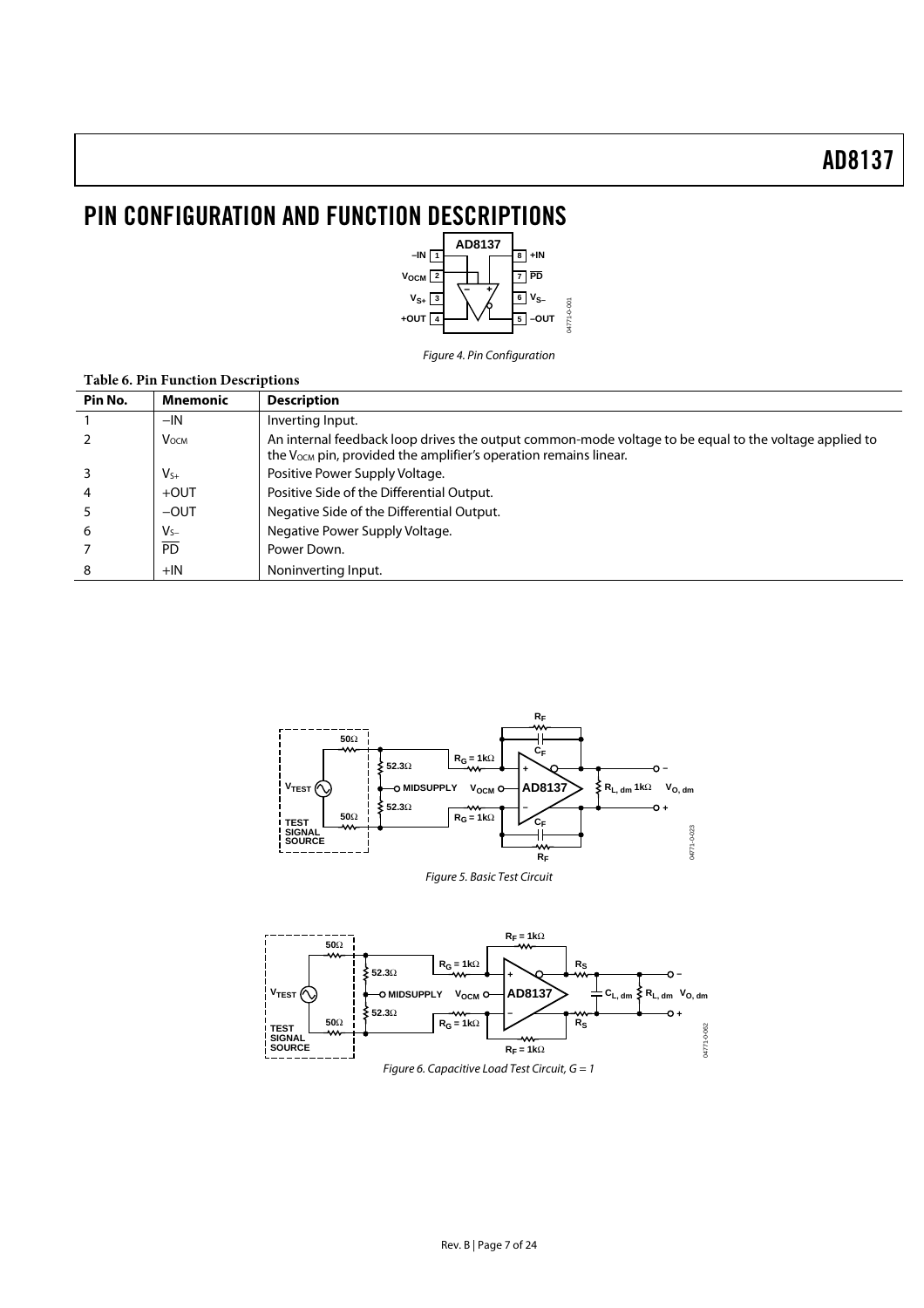# PIN CONFIGURATION AND FUNCTION DESCRIPTIONS

*Figure 4. Pin Configuration*

**Table 6. Pin Function Descriptions**

| Pin No. | Mnemonic | Description |
|---|---|---|
| 1 | −IN | Inverting Input. |
| 2 | $V_{OCM}$ | An internal feedback loop drives the output common-mode voltage to be equal to the voltage applied to the $V_{OCM}$ pin, provided the amplifier's operation remains linear. |
| 3 | $V_{S+}$ | Positive Power Supply Voltage. |
| 4 | +OUT | Positive Side of the Differential Output. |
| 5 | −OUT | Negative Side of the Differential Output. |
| 6 | $V_{S−}$ | Negative Power Supply Voltage. |
| 7 | $\overline{PD}$ | Power Down. |
| 8 | +IN | Noninverting Input. |

*Figure 5. Basic Test Circuit*

*Figure 6. Capacitive Load Test Circuit, G = 1*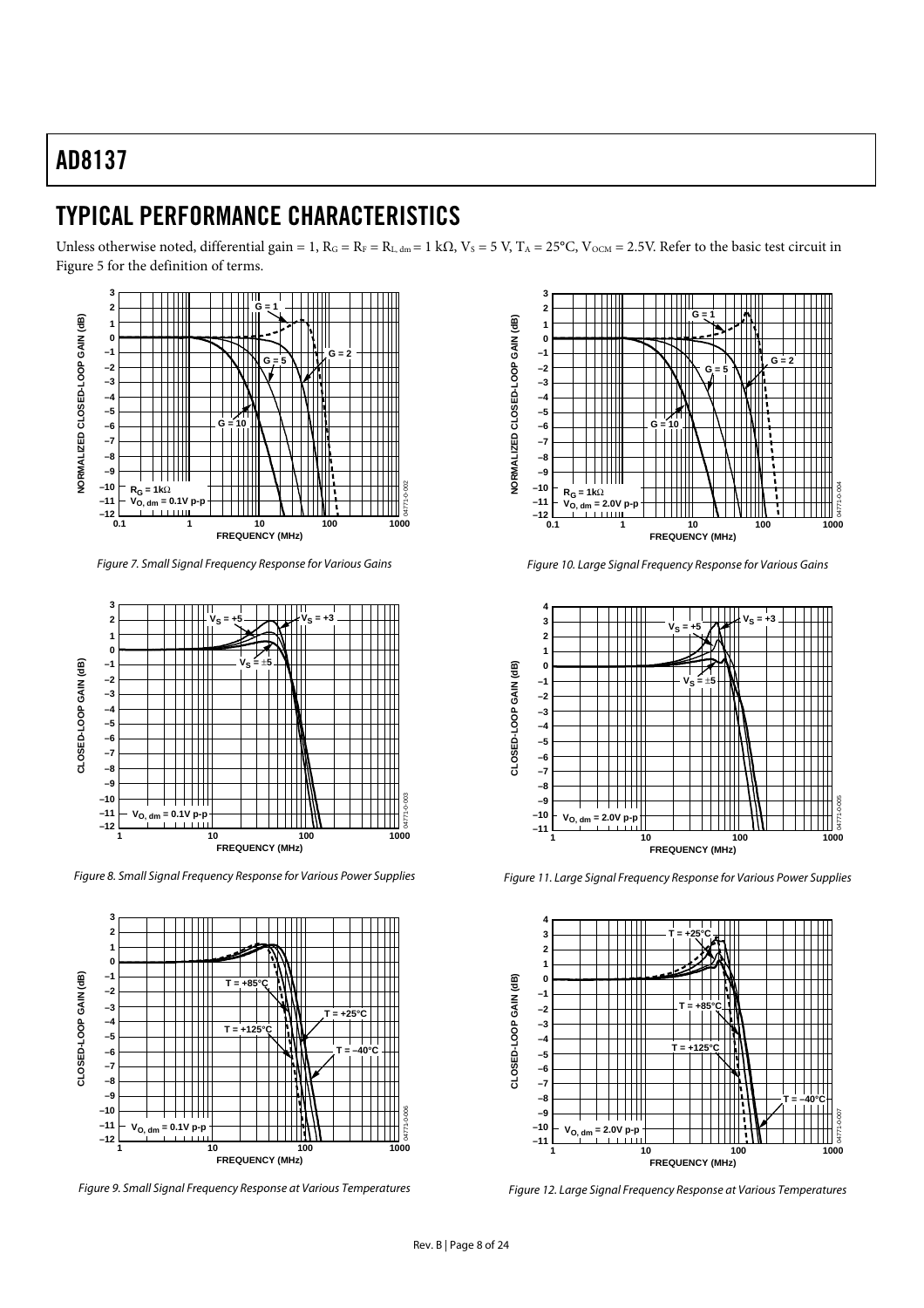## TYPICAL PERFORMANCE CHARACTERISTICS

Unless otherwise noted, differential gain = 1, $R_G = R_F = R_{L,\,dm} = 1\ k\Omega$, $V_S = 5\ V$, $T_A = 25°C$, $V_{OCM} = 2.5V$. Refer to the basic test circuit in Figure 5 for the definition of terms.

*Figure 7. Small Signal Frequency Response for Various Gains*

*Figure 10. Large Signal Frequency Response for Various Gains*

*Figure 8. Small Signal Frequency Response for Various Power Supplies*

*Figure 11. Large Signal Frequency Response for Various Power Supplies*

*Figure 9. Small Signal Frequency Response at Various Temperatures*

*Figure 12. Large Signal Frequency Response at Various Temperatures*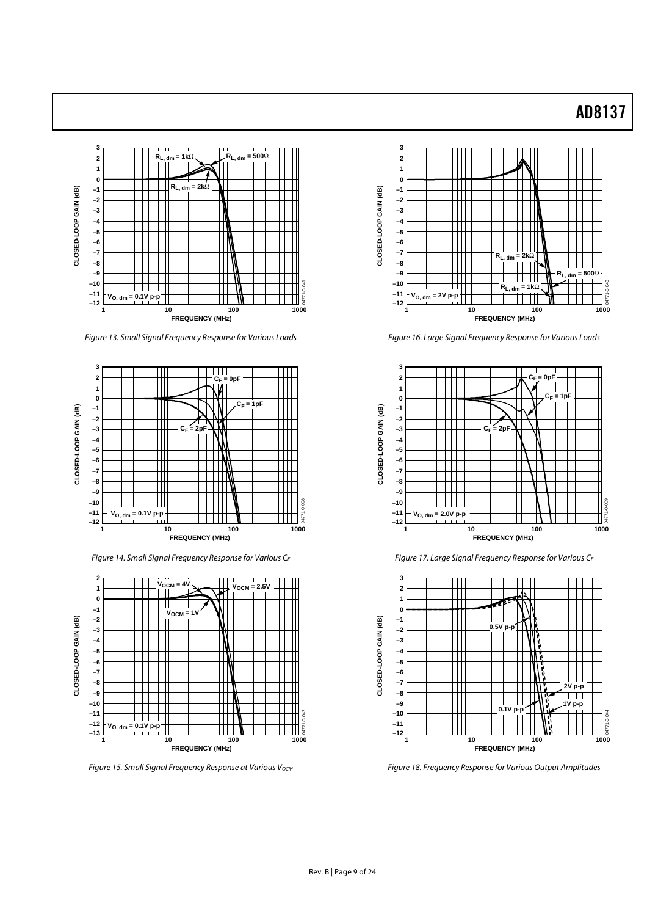Figure 13. Small Signal Frequency Response for Various Loads

Figure 14. Small Signal Frequency Response for Various $C_F$

Figure 15. Small Signal Frequency Response at Various $V_{OCM}$

Figure 16. Large Signal Frequency Response for Various Loads

Figure 17. Large Signal Frequency Response for Various $C_F$

Figure 18. Frequency Response for Various Output Amplitudes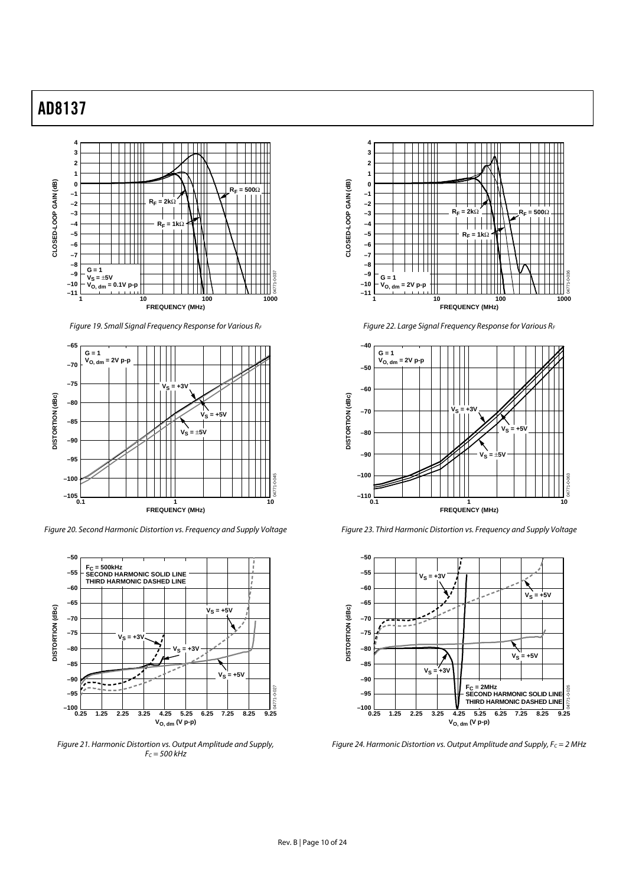Figure 19. Small Signal Frequency Response for Various $R_F$

Figure 20. Second Harmonic Distortion vs. Frequency and Supply Voltage

Figure 21. Harmonic Distortion vs. Output Amplitude and Supply, $F_C$ = 500 kHz

Figure 22. Large Signal Frequency Response for Various $R_F$

Figure 23. Third Harmonic Distortion vs. Frequency and Supply Voltage

Figure 24. Harmonic Distortion vs. Output Amplitude and Supply, $F_C$ = 2 MHz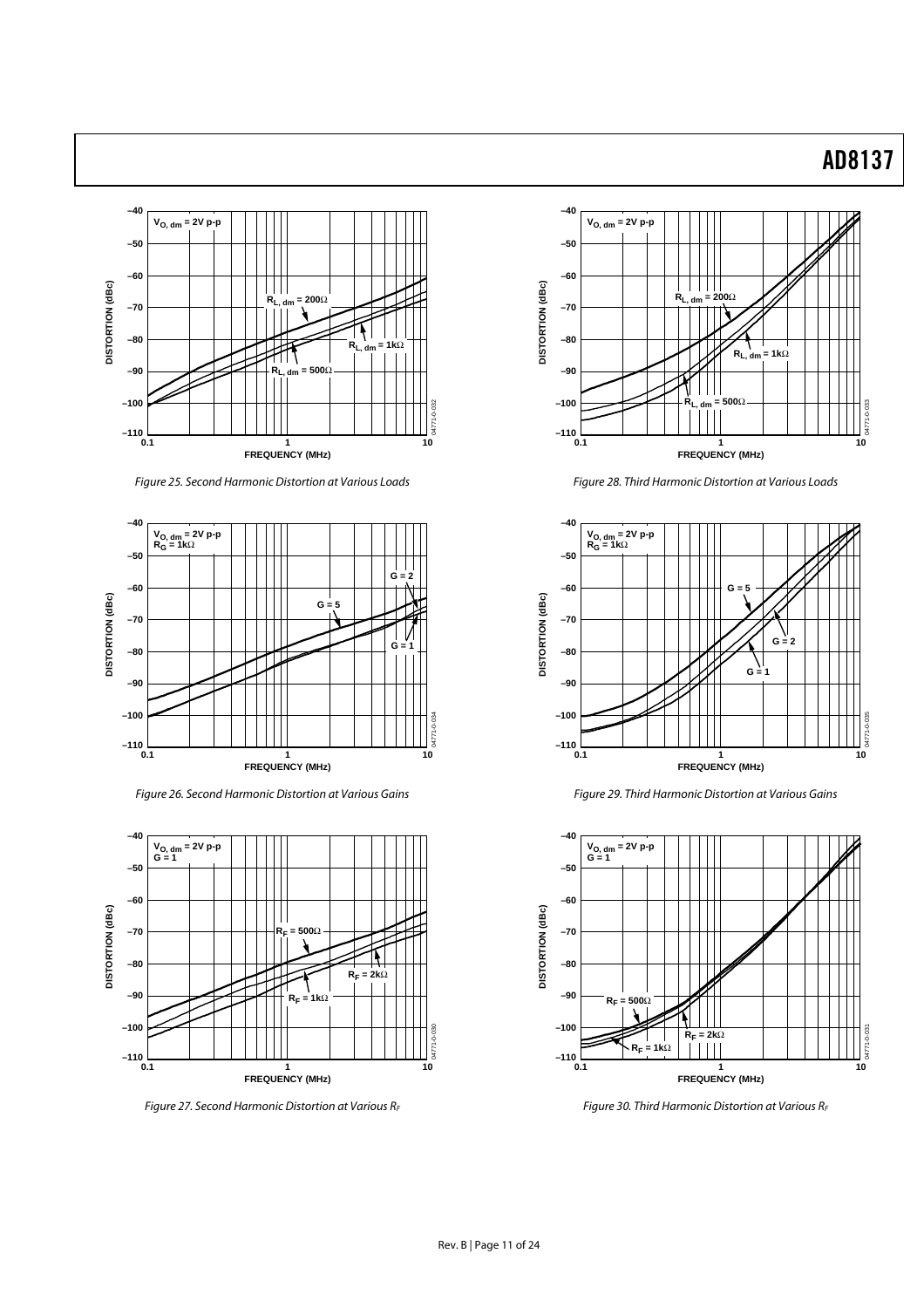Figure 25. Second Harmonic Distortion at Various Loads

Figure 26. Second Harmonic Distortion at Various Gains

Figure 27. Second Harmonic Distortion at Various $R_F$

Figure 28. Third Harmonic Distortion at Various Loads

Figure 29. Third Harmonic Distortion at Various Gains

Figure 30. Third Harmonic Distortion at Various $R_F$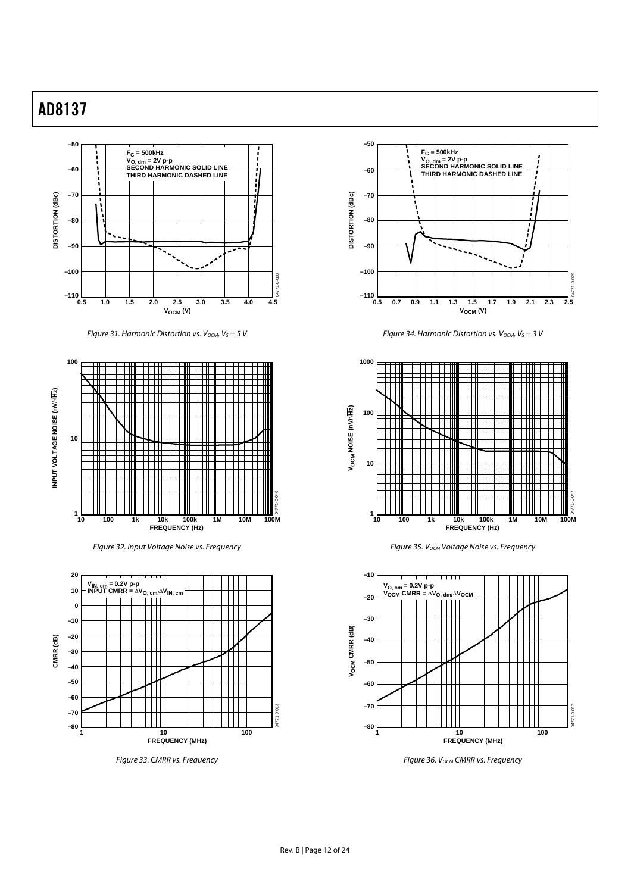Figure 31. Harmonic Distortion vs. $V_{OCM}$, $V_S = 5$ V

Figure 34. Harmonic Distortion vs. $V_{OCM}$, $V_S = 3$ V

Figure 32. Input Voltage Noise vs. Frequency

Figure 35. $V_{OCM}$ Voltage Noise vs. Frequency

Figure 33. CMRR vs. Frequency

Figure 36. $V_{OCM}$ CMRR vs. Frequency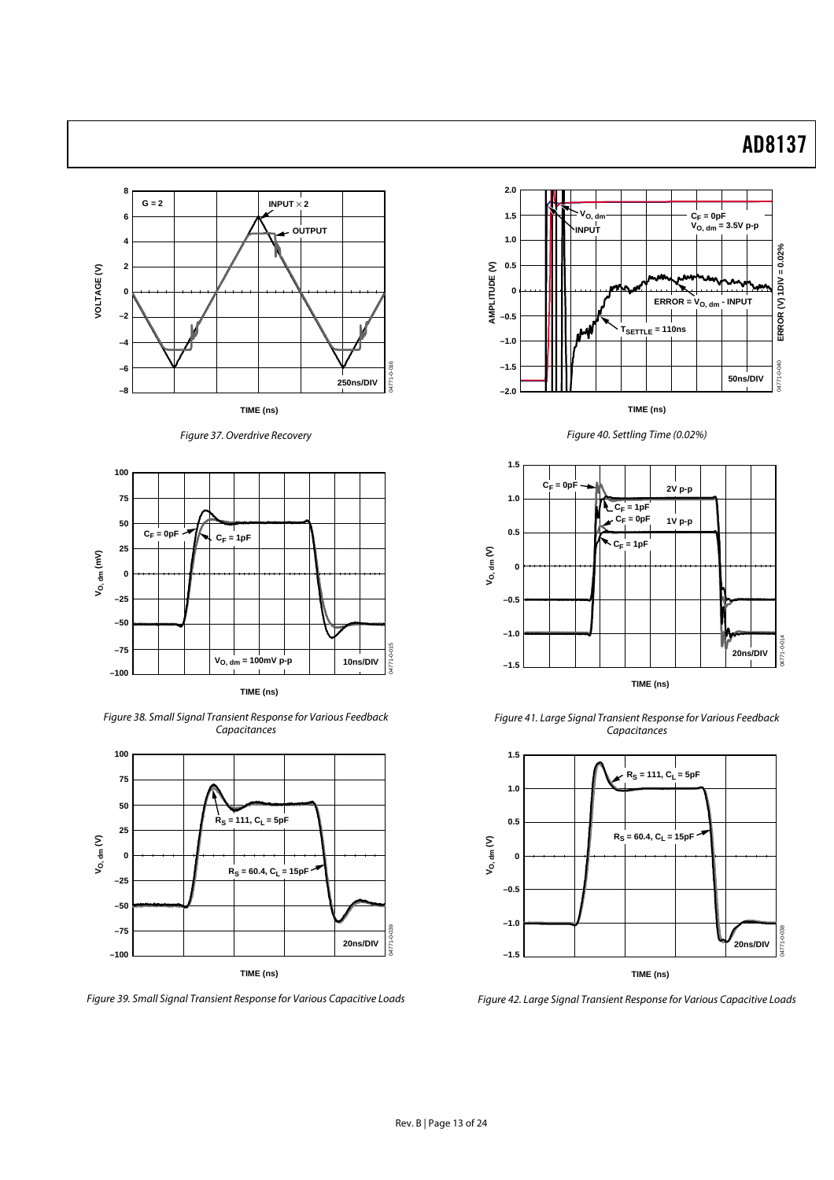Figure 37. Overdrive Recovery

Figure 38. Small Signal Transient Response for Various Feedback Capacitances

Figure 39. Small Signal Transient Response for Various Capacitive Loads

Figure 40. Settling Time (0.02%)

Figure 41. Large Signal Transient Response for Various Feedback Capacitances

Figure 42. Large Signal Transient Response for Various Capacitive Loads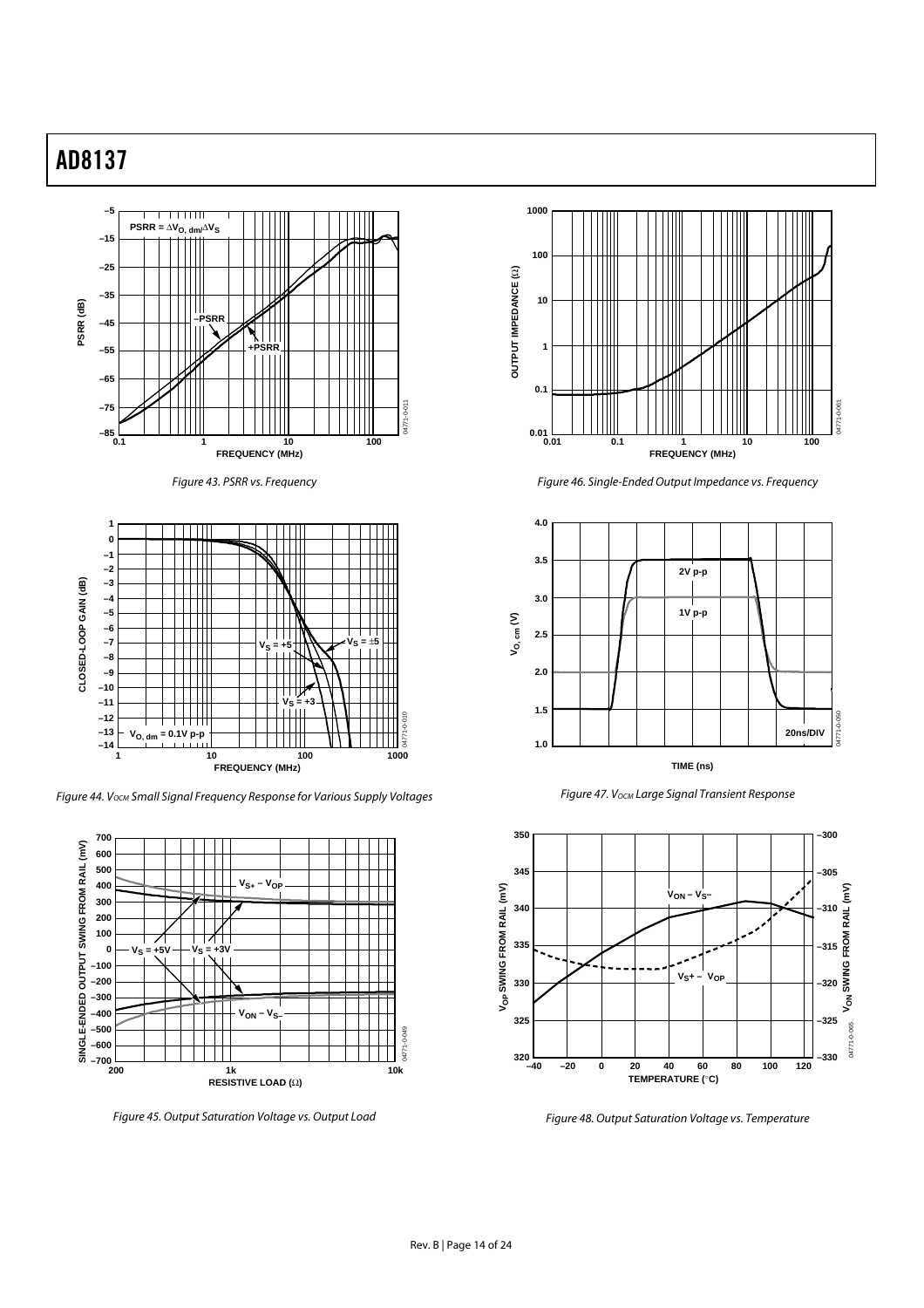Figure 43. PSRR vs. Frequency

Figure 44. $V_{OCM}$ Small Signal Frequency Response for Various Supply Voltages

Figure 45. Output Saturation Voltage vs. Output Load

Figure 46. Single-Ended Output Impedance vs. Frequency

Figure 47. $V_{OCM}$ Large Signal Transient Response

Figure 48. Output Saturation Voltage vs. Temperature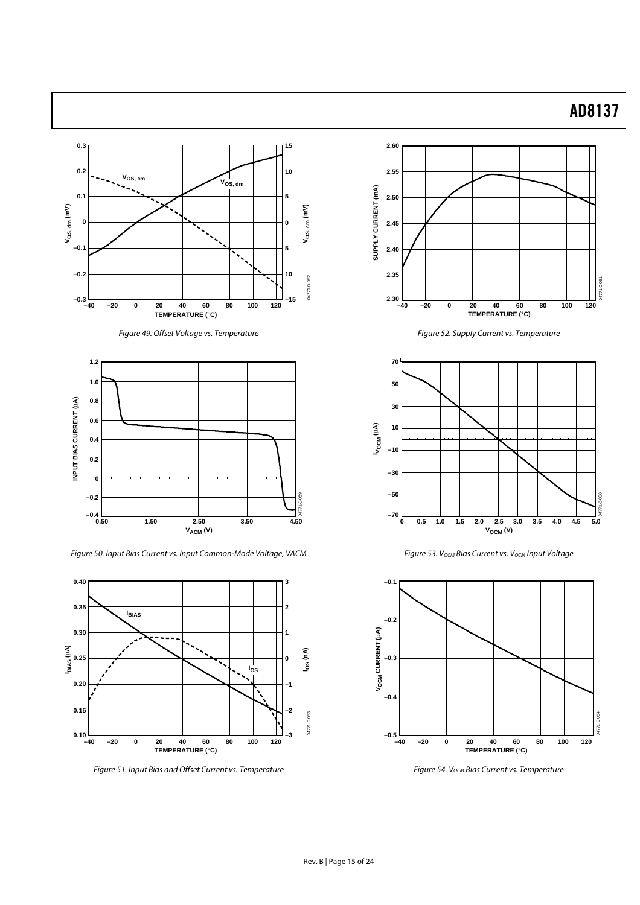Figure 49. Offset Voltage vs. Temperature

Figure 50. Input Bias Current vs. Input Common-Mode Voltage, VACM

Figure 51. Input Bias and Offset Current vs. Temperature

Figure 52. Supply Current vs. Temperature

Figure 53. $V_{OCM}$ Bias Current vs. $V_{OCM}$ Input Voltage

Figure 54. $V_{OCM}$ Bias Current vs. Temperature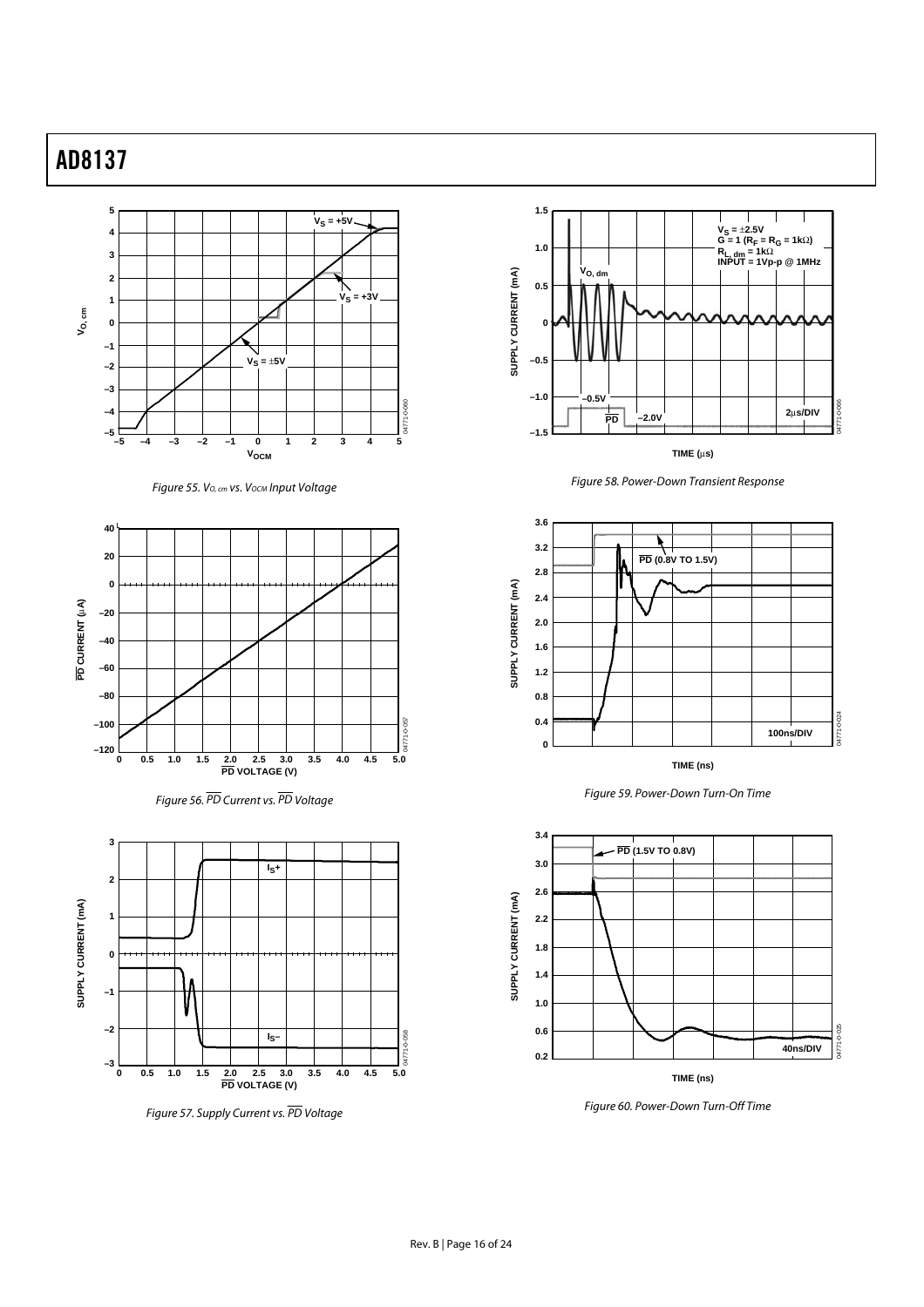Figure 55. $V_{O,\,cm}$ vs. $V_{OCM}$ Input Voltage

Figure 56. $\overline{PD}$ Current vs. $\overline{PD}$ Voltage

Figure 57. Supply Current vs. $\overline{PD}$ Voltage

Figure 58. Power-Down Transient Response

Figure 59. Power-Down Turn-On Time

Figure 60. Power-Down Turn-Off Time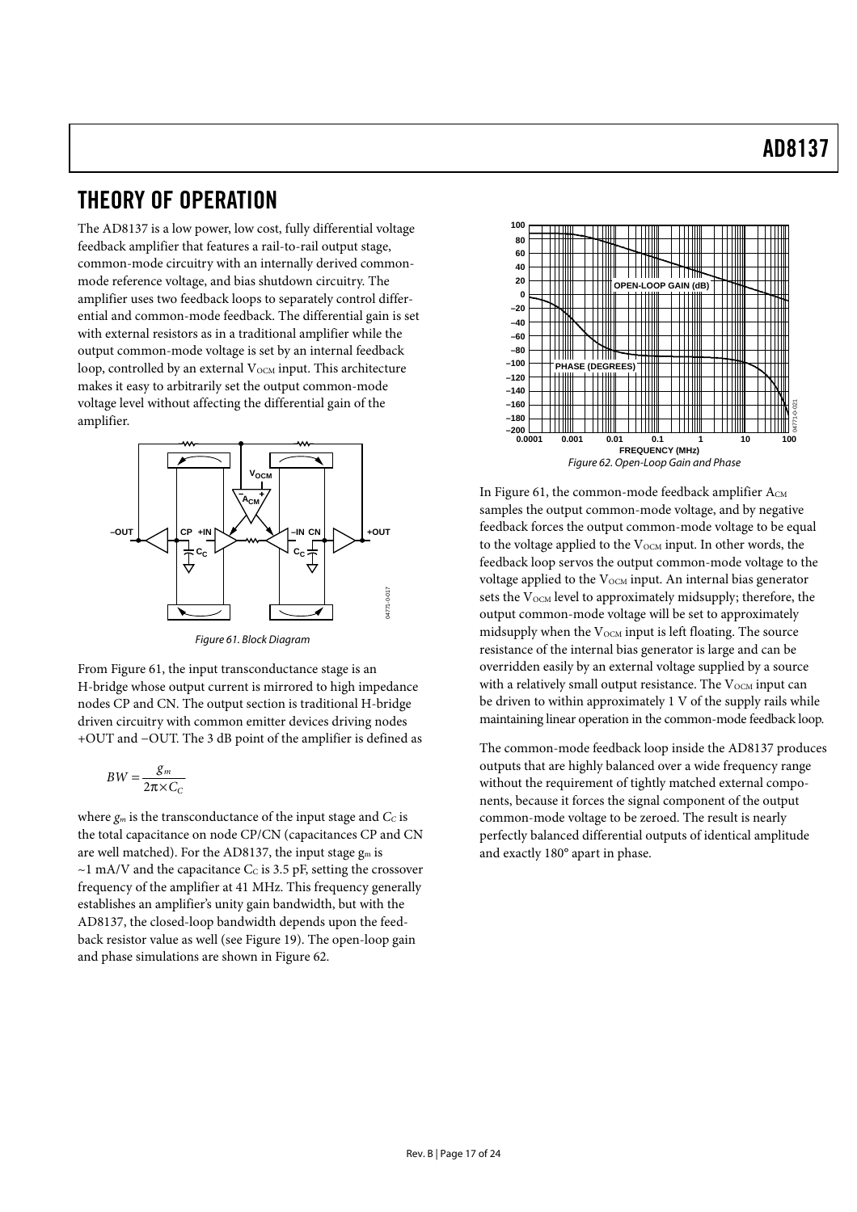# THEORY OF OPERATION

The AD8137 is a low power, low cost, fully differential voltage feedback amplifier that features a rail-to-rail output stage, common-mode circuitry with an internally derived common-mode reference voltage, and bias shutdown circuitry. The amplifier uses two feedback loops to separately control differential and common-mode feedback. The differential gain is set with external resistors as in a traditional amplifier while the output common-mode voltage is set by an internal feedback loop, controlled by an external $V_{OCM}$ input. This architecture makes it easy to arbitrarily set the output common-mode voltage level without affecting the differential gain of the amplifier.

Figure 61. Block Diagram

From Figure 61, the input transconductance stage is an H-bridge whose output current is mirrored to high impedance nodes CP and CN. The output section is traditional H-bridge driven circuitry with common emitter devices driving nodes +OUT and −OUT. The 3 dB point of the amplifier is defined as

$$BW = \frac{g_m}{2\pi \times C_C}$$

where $g_m$ is the transconductance of the input stage and $C_C$ is the total capacitance on node CP/CN (capacitances CP and CN are well matched). For the AD8137, the input stage $g_m$ is ~1 mA/V and the capacitance $C_C$ is 3.5 pF, setting the crossover frequency of the amplifier at 41 MHz. This frequency generally establishes an amplifier's unity gain bandwidth, but with the AD8137, the closed-loop bandwidth depends upon the feedback resistor value as well (see Figure 19). The open-loop gain and phase simulations are shown in Figure 62.

Figure 62. Open-Loop Gain and Phase

In Figure 61, the common-mode feedback amplifier $A_{CM}$ samples the output common-mode voltage, and by negative feedback forces the output common-mode voltage to be equal to the voltage applied to the $V_{OCM}$ input. In other words, the feedback loop servos the output common-mode voltage to the voltage applied to the $V_{OCM}$ input. An internal bias generator sets the $V_{OCM}$ level to approximately midsupply; therefore, the output common-mode voltage will be set to approximately midsupply when the $V_{OCM}$ input is left floating. The source resistance of the internal bias generator is large and can be overridden easily by an external voltage supplied by a source with a relatively small output resistance. The $V_{OCM}$ input can be driven to within approximately 1 V of the supply rails while maintaining linear operation in the common-mode feedback loop.

The common-mode feedback loop inside the AD8137 produces outputs that are highly balanced over a wide frequency range without the requirement of tightly matched external components, because it forces the signal component of the output common-mode voltage to be zeroed. The result is nearly perfectly balanced differential outputs of identical amplitude and exactly 180° apart in phase.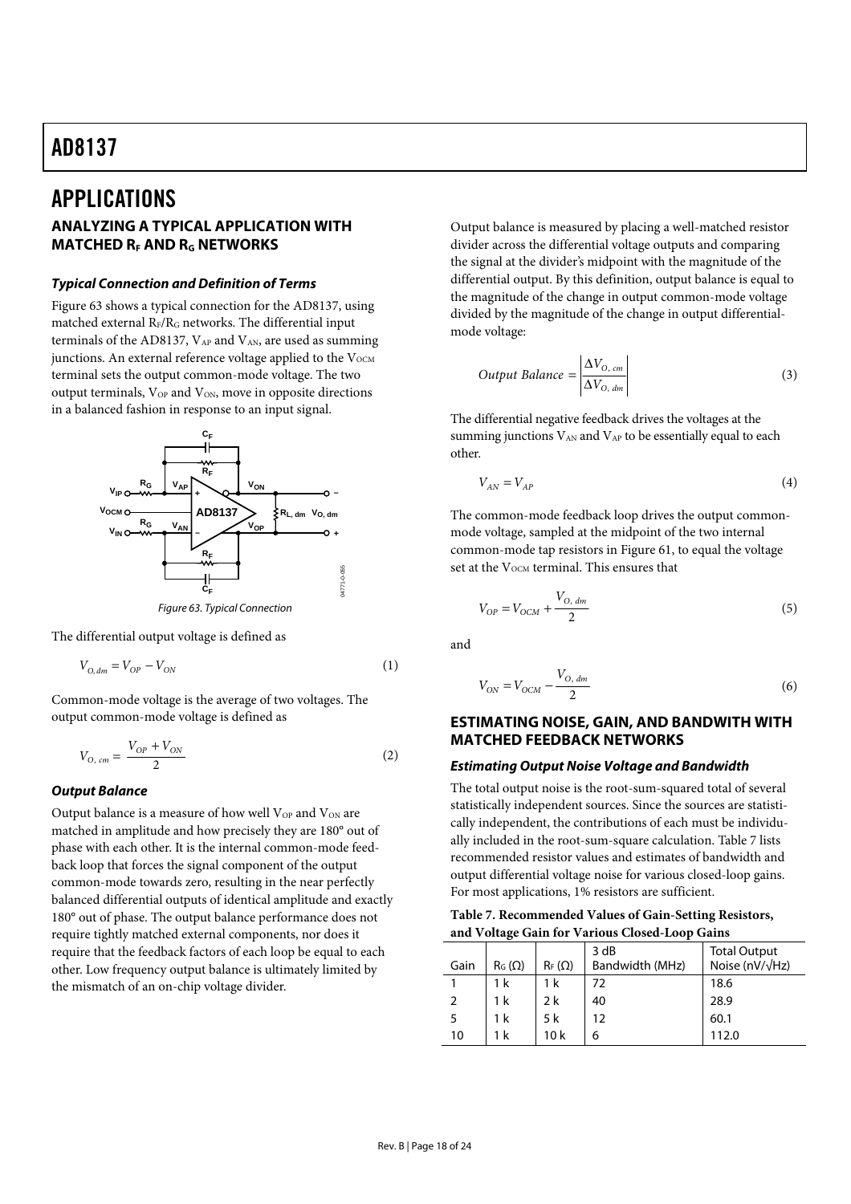# APPLICATIONS

## ANALYZING A TYPICAL APPLICATION WITH MATCHED $R_F$ AND $R_G$ NETWORKS

### *Typical Connection and Definition of Terms*

Figure 63 shows a typical connection for the AD8137, using matched external $R_F/R_G$ networks. The differential input terminals of the AD8137, $V_{AP}$ and $V_{AN}$, are used as summing junctions. An external reference voltage applied to the $V_{OCM}$ terminal sets the output common-mode voltage. The two output terminals, $V_{OP}$ and $V_{ON}$, move in opposite directions in a balanced fashion in response to an input signal.

*Figure 63. Typical Connection*

The differential output voltage is defined as

$$V_{O,dm} = V_{OP} - V_{ON} \tag{1}$$

Common-mode voltage is the average of two voltages. The output common-mode voltage is defined as

$$V_{O,\,cm} = \frac{V_{OP} + V_{ON}}{2} \tag{2}$$

### *Output Balance*

Output balance is a measure of how well $V_{OP}$ and $V_{ON}$ are matched in amplitude and how precisely they are 180° out of phase with each other. It is the internal common-mode feedback loop that forces the signal component of the output common-mode towards zero, resulting in the near perfectly balanced differential outputs of identical amplitude and exactly 180° out of phase. The output balance performance does not require tightly matched external components, nor does it require that the feedback factors of each loop be equal to each other. Low frequency output balance is ultimately limited by the mismatch of an on-chip voltage divider.

Output balance is measured by placing a well-matched resistor divider across the differential voltage outputs and comparing the signal at the divider's midpoint with the magnitude of the differential output. By this definition, output balance is equal to the magnitude of the change in output common-mode voltage divided by the magnitude of the change in output differential-mode voltage:

$$Output\ Balance = \left| \frac{\Delta V_{O,\,cm}}{\Delta V_{O,\,dm}} \right| \tag{3}$$

The differential negative feedback drives the voltages at the summing junctions $V_{AN}$ and $V_{AP}$ to be essentially equal to each other.

$$V_{AN} = V_{AP} \tag{4}$$

The common-mode feedback loop drives the output common-mode voltage, sampled at the midpoint of the two internal common-mode tap resistors in Figure 61, to equal the voltage set at the $V_{OCM}$ terminal. This ensures that

$$V_{OP} = V_{OCM} + \frac{V_{O,\,dm}}{2} \tag{5}$$

and

$$V_{ON} = V_{OCM} - \frac{V_{O,\,dm}}{2} \tag{6}$$

## ESTIMATING NOISE, GAIN, AND BANDWITH WITH MATCHED FEEDBACK NETWORKS

### *Estimating Output Noise Voltage and Bandwidth*

The total output noise is the root-sum-squared total of several statistically independent sources. Since the sources are statistically independent, the contributions of each must be individually included in the root-sum-square calculation. Table 7 lists recommended resistor values and estimates of bandwidth and output differential voltage noise for various closed-loop gains. For most applications, 1% resistors are sufficient.

**Table 7. Recommended Values of Gain-Setting Resistors, and Voltage Gain for Various Closed-Loop Gains**

| Gain | $R_G$ (Ω) | $R_F$ (Ω) | 3 dB Bandwidth (MHz) | Total Output Noise (nV/√Hz) |
|---|---|---|---|---|
| 1 | 1 k | 1 k | 72 | 18.6 |
| 2 | 1 k | 2 k | 40 | 28.9 |
| 5 | 1 k | 5 k | 12 | 60.1 |
| 10 | 1 k | 10 k | 6 | 112.0 |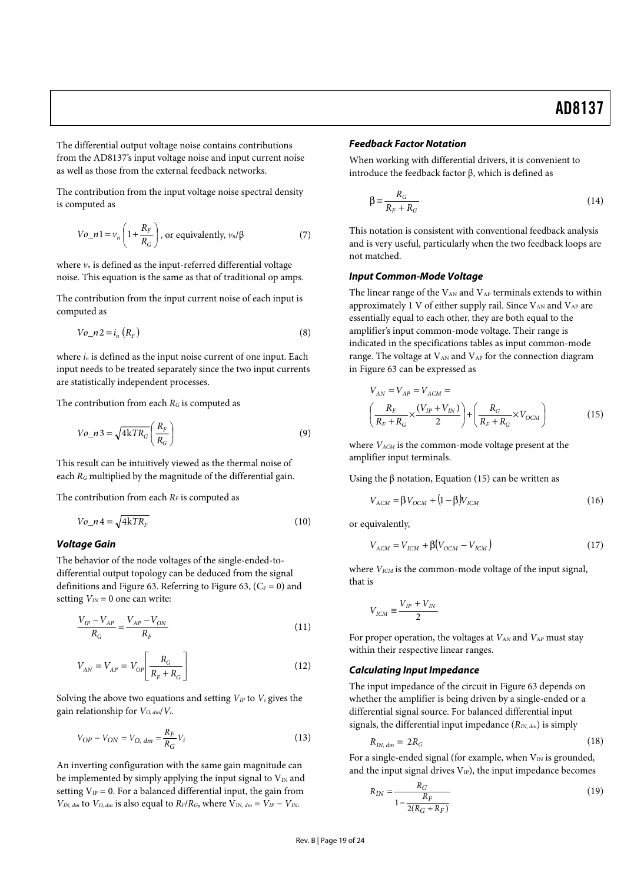The differential output voltage noise contains contributions from the AD8137's input voltage noise and input current noise as well as those from the external feedback networks.

The contribution from the input voltage noise spectral density is computed as

$$Vo\_n1 = v_n\left(1 + \frac{R_F}{R_G}\right), \text{ or equivalently, } v_n/\beta \tag{7}$$

where $v_n$ is defined as the input-referred differential voltage noise. This equation is the same as that of traditional op amps.

The contribution from the input current noise of each input is computed as

$$Vo\_n2 = i_n\left(R_F\right) \tag{8}$$

where $i_n$ is defined as the input noise current of one input. Each input needs to be treated separately since the two input currents are statistically independent processes.

The contribution from each $R_G$ is computed as

$$Vo\_n3 = \sqrt{4kTR_G}\left(\frac{R_F}{R_G}\right) \tag{9}$$

This result can be intuitively viewed as the thermal noise of each $R_G$ multiplied by the magnitude of the differential gain.

The contribution from each $R_F$ is computed as

$$Vo\_n4 = \sqrt{4kTR_F} \tag{10}$$

### Voltage Gain

The behavior of the node voltages of the single-ended-to-differential output topology can be deduced from the signal definitions and Figure 63. Referring to Figure 63, ($C_F = 0$) and setting $V_{IN} = 0$ one can write:

$$\frac{V_{IP} - V_{AP}}{R_G} = \frac{V_{AP} - V_{ON}}{R_F} \tag{11}$$

$$V_{AN} = V_{AP} = V_{OP}\left[\frac{R_G}{R_F + R_G}\right] \tag{12}$$

Solving the above two equations and setting $V_{IP}$ to $V_i$ gives the gain relationship for $V_{O,\,dm}/V_i$.

$$V_{OP} - V_{ON} = V_{O,\,dm} = \frac{R_F}{R_G}V_i \tag{13}$$

An inverting configuration with the same gain magnitude can be implemented by simply applying the input signal to $V_{IN}$ and setting $V_{IP} = 0$. For a balanced differential input, the gain from $V_{IN,\,dm}$ to $V_{O,\,dm}$ is also equal to $R_F/R_G$, where $V_{IN,\,dm} = V_{IP} - V_{IN}$.

### Feedback Factor Notation

When working with differential drivers, it is convenient to introduce the feedback factor β, which is defined as

$$\beta \equiv \frac{R_G}{R_F + R_G} \tag{14}$$

This notation is consistent with conventional feedback analysis and is very useful, particularly when the two feedback loops are not matched.

### Input Common-Mode Voltage

The linear range of the $V_{AN}$ and $V_{AP}$ terminals extends to within approximately 1 V of either supply rail. Since $V_{AN}$ and $V_{AP}$ are essentially equal to each other, they are both equal to the amplifier's input common-mode voltage. Their range is indicated in the specifications tables as input common-mode range. The voltage at $V_{AN}$ and $V_{AP}$ for the connection diagram in Figure 63 can be expressed as

$$V_{AN} = V_{AP} = V_{ACM} = \left(\frac{R_F}{R_F + R_G} \times \frac{(V_{IP} + V_{IN})}{2}\right) + \left(\frac{R_G}{R_F + R_G} \times V_{OCM}\right) \tag{15}$$

where $V_{ACM}$ is the common-mode voltage present at the amplifier input terminals.

Using the β notation, Equation (15) can be written as

$$V_{ACM} = \beta V_{OCM} + (1 - \beta)V_{ICM} \tag{16}$$

or equivalently,

$$V_{ACM} = V_{ICM} + \beta(V_{OCM} - V_{ICM}) \tag{17}$$

where $V_{ICM}$ is the common-mode voltage of the input signal, that is

$$V_{ICM} \equiv \frac{V_{IP} + V_{IN}}{2}$$

For proper operation, the voltages at $V_{AN}$ and $V_{AP}$ must stay within their respective linear ranges.

### Calculating Input Impedance

The input impedance of the circuit in Figure 63 depends on whether the amplifier is being driven by a single-ended or a differential signal source. For balanced differential input signals, the differential input impedance ($R_{IN,\,dm}$) is simply

$$R_{IN,\,dm} = 2R_G \tag{18}$$

For a single-ended signal (for example, when $V_{IN}$ is grounded, and the input signal drives $V_{IP}$), the input impedance becomes

$$R_{IN} = \frac{R_G}{1 - \dfrac{R_F}{2(R_G + R_F)}} \tag{19}$$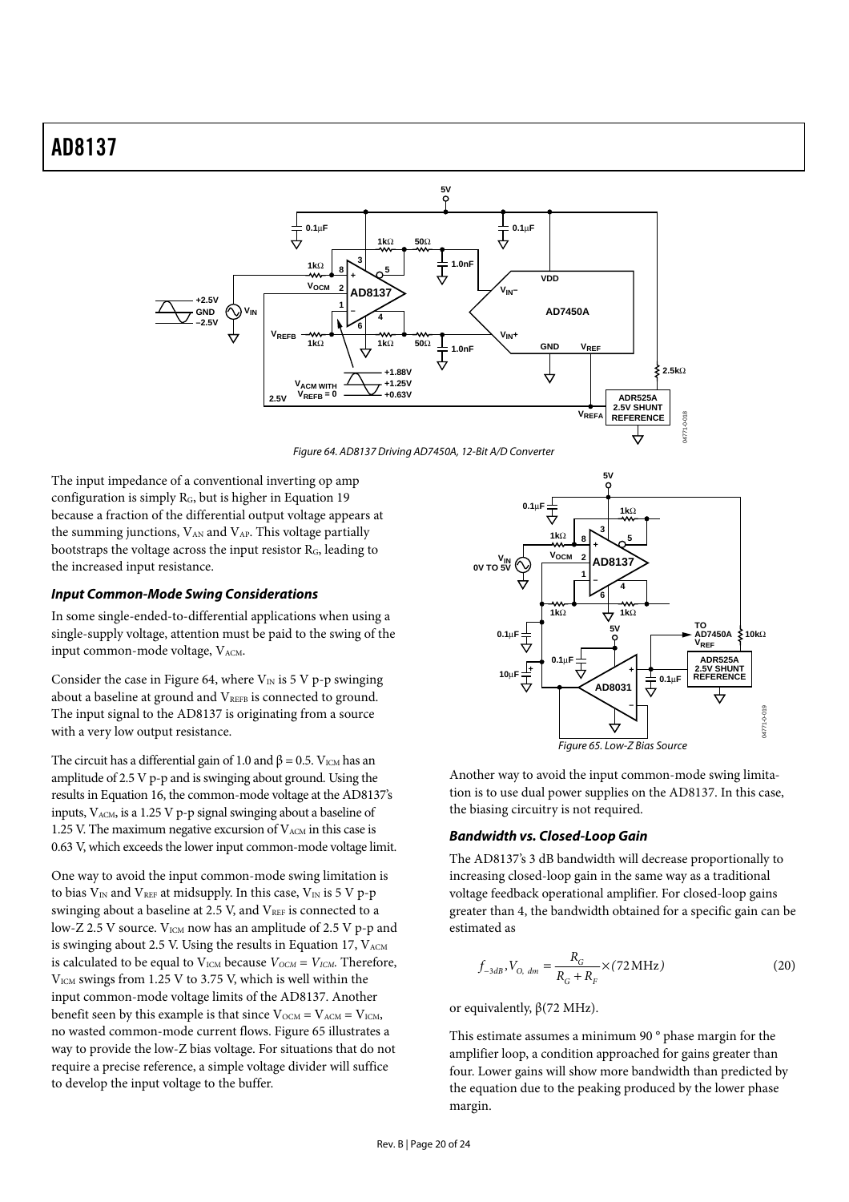Figure 64. AD8137 Driving AD7450A, 12-Bit A/D Converter

The input impedance of a conventional inverting op amp configuration is simply $R_G$, but is higher in Equation 19 because a fraction of the differential output voltage appears at the summing junctions, $V_{AN}$ and $V_{AP}$. This voltage partially bootstraps the voltage across the input resistor $R_G$, leading to the increased input resistance.

### *Input Common-Mode Swing Considerations*

In some single-ended-to-differential applications when using a single-supply voltage, attention must be paid to the swing of the input common-mode voltage, $V_{ACM}$.

Consider the case in Figure 64, where $V_{IN}$ is 5 V p-p swinging about a baseline at ground and $V_{REFB}$ is connected to ground. The input signal to the AD8137 is originating from a source with a very low output resistance.

The circuit has a differential gain of 1.0 and $\beta = 0.5$. $V_{ICM}$ has an amplitude of 2.5 V p-p and is swinging about ground. Using the results in Equation 16, the common-mode voltage at the AD8137's inputs, $V_{ACM}$, is a 1.25 V p-p signal swinging about a baseline of 1.25 V. The maximum negative excursion of $V_{ACM}$ in this case is 0.63 V, which exceeds the lower input common-mode voltage limit.

One way to avoid the input common-mode swing limitation is to bias $V_{IN}$ and $V_{REF}$ at midsupply. In this case, $V_{IN}$ is 5 V p-p swinging about a baseline at 2.5 V, and $V_{REF}$ is connected to a low-Z 2.5 V source. $V_{ICM}$ now has an amplitude of 2.5 V p-p and is swinging about 2.5 V. Using the results in Equation 17, $V_{ACM}$ is calculated to be equal to $V_{ICM}$ because $V_{OCM} = V_{ICM}$. Therefore, $V_{ICM}$ swings from 1.25 V to 3.75 V, which is well within the input common-mode voltage limits of the AD8137. Another benefit seen by this example is that since $V_{OCM} = V_{ACM} = V_{ICM}$, no wasted common-mode current flows. Figure 65 illustrates a way to provide the low-Z bias voltage. For situations that do not require a precise reference, a simple voltage divider will suffice to develop the input voltage to the buffer.

Figure 65. Low-Z Bias Source

Another way to avoid the input common-mode swing limitation is to use dual power supplies on the AD8137. In this case, the biasing circuitry is not required.

### *Bandwidth vs. Closed-Loop Gain*

The AD8137's 3 dB bandwidth will decrease proportionally to increasing closed-loop gain in the same way as a traditional voltage feedback operational amplifier. For closed-loop gains greater than 4, the bandwidth obtained for a specific gain can be estimated as

$$f_{-3dB}, V_{O,\ dm} = \frac{R_G}{R_G + R_F} \times (72\,\text{MHz}) \qquad (20)$$

or equivalently, $\beta$(72 MHz).

This estimate assumes a minimum 90 ° phase margin for the amplifier loop, a condition approached for gains greater than four. Lower gains will show more bandwidth than predicted by the equation due to the peaking produced by the lower phase margin.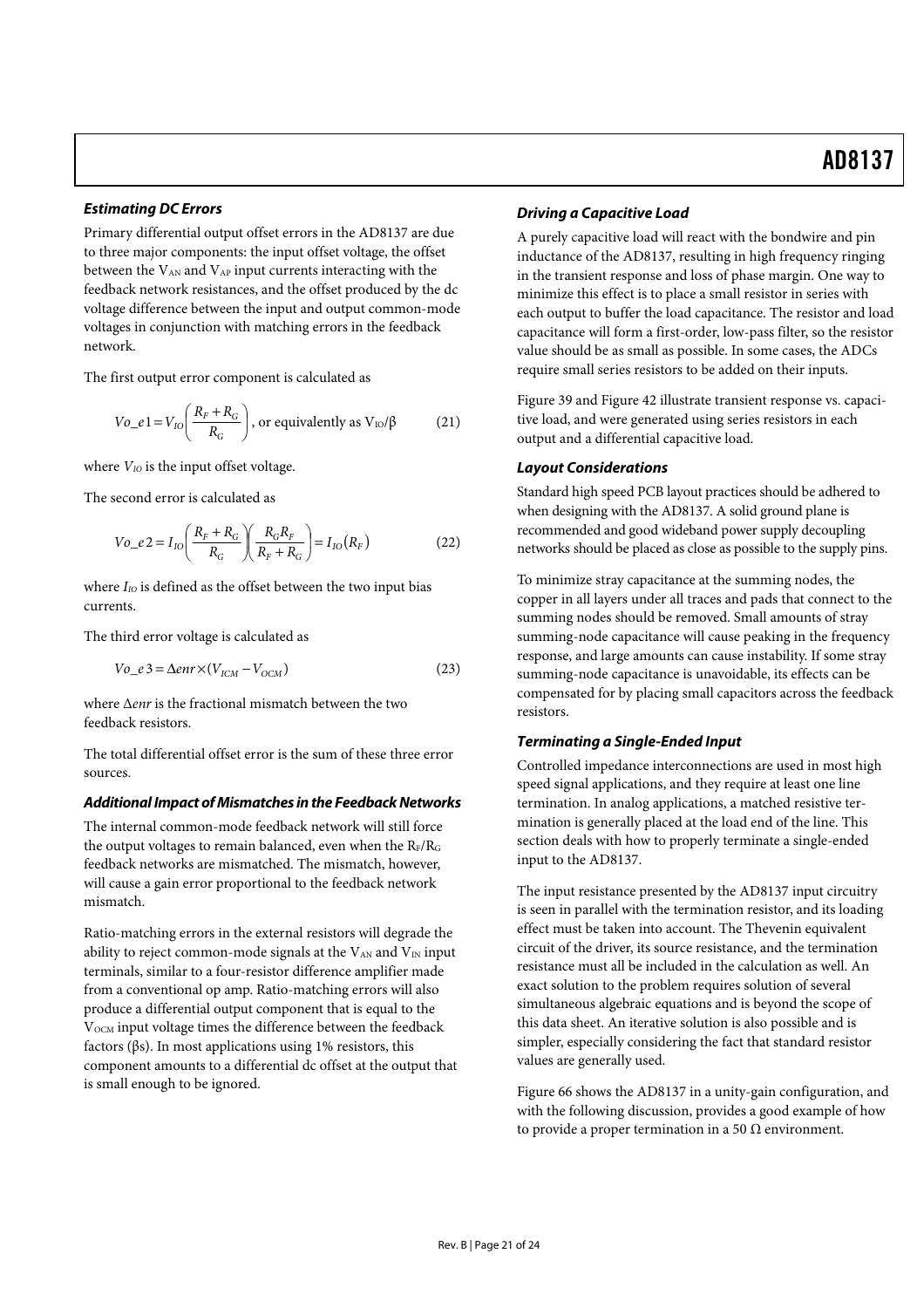### Estimating DC Errors

Primary differential output offset errors in the AD8137 are due to three major components: the input offset voltage, the offset between the $V_{AN}$ and $V_{AP}$ input currents interacting with the feedback network resistances, and the offset produced by the dc voltage difference between the input and output common-mode voltages in conjunction with matching errors in the feedback network.

The first output error component is calculated as

$$Vo\_e1 = V_{IO}\left(\frac{R_F + R_G}{R_G}\right) \text{, or equivalently as } V_{IO}/\beta \qquad (21)$$

where $V_{IO}$ is the input offset voltage.

The second error is calculated as

$$Vo\_e2 = I_{IO}\left(\frac{R_F + R_G}{R_G}\right)\left(\frac{R_G R_F}{R_F + R_G}\right) = I_{IO}(R_F) \qquad (22)$$

where $I_{IO}$ is defined as the offset between the two input bias currents.

The third error voltage is calculated as

$$Vo\_e3 = \Delta enr \times (V_{ICM} - V_{OCM}) \qquad (23)$$

where $\Delta enr$ is the fractional mismatch between the two feedback resistors.

The total differential offset error is the sum of these three error sources.

### Additional Impact of Mismatches in the Feedback Networks

The internal common-mode feedback network will still force the output voltages to remain balanced, even when the $R_F/R_G$ feedback networks are mismatched. The mismatch, however, will cause a gain error proportional to the feedback network mismatch.

Ratio-matching errors in the external resistors will degrade the ability to reject common-mode signals at the $V_{AN}$ and $V_{IN}$ input terminals, similar to a four-resistor difference amplifier made from a conventional op amp. Ratio-matching errors will also produce a differential output component that is equal to the $V_{OCM}$ input voltage times the difference between the feedback factors (βs). In most applications using 1% resistors, this component amounts to a differential dc offset at the output that is small enough to be ignored.

### Driving a Capacitive Load

A purely capacitive load will react with the bondwire and pin inductance of the AD8137, resulting in high frequency ringing in the transient response and loss of phase margin. One way to minimize this effect is to place a small resistor in series with each output to buffer the load capacitance. The resistor and load capacitance will form a first-order, low-pass filter, so the resistor value should be as small as possible. In some cases, the ADCs require small series resistors to be added on their inputs.

Figure 39 and Figure 42 illustrate transient response vs. capacitive load, and were generated using series resistors in each output and a differential capacitive load.

### Layout Considerations

Standard high speed PCB layout practices should be adhered to when designing with the AD8137. A solid ground plane is recommended and good wideband power supply decoupling networks should be placed as close as possible to the supply pins.

To minimize stray capacitance at the summing nodes, the copper in all layers under all traces and pads that connect to the summing nodes should be removed. Small amounts of stray summing-node capacitance will cause peaking in the frequency response, and large amounts can cause instability. If some stray summing-node capacitance is unavoidable, its effects can be compensated for by placing small capacitors across the feedback resistors.

### Terminating a Single-Ended Input

Controlled impedance interconnections are used in most high speed signal applications, and they require at least one line termination. In analog applications, a matched resistive termination is generally placed at the load end of the line. This section deals with how to properly terminate a single-ended input to the AD8137.

The input resistance presented by the AD8137 input circuitry is seen in parallel with the termination resistor, and its loading effect must be taken into account. The Thevenin equivalent circuit of the driver, its source resistance, and the termination resistance must all be included in the calculation as well. An exact solution to the problem requires solution of several simultaneous algebraic equations and is beyond the scope of this data sheet. An iterative solution is also possible and is simpler, especially considering the fact that standard resistor values are generally used.

Figure 66 shows the AD8137 in a unity-gain configuration, and with the following discussion, provides a good example of how to provide a proper termination in a 50 Ω environment.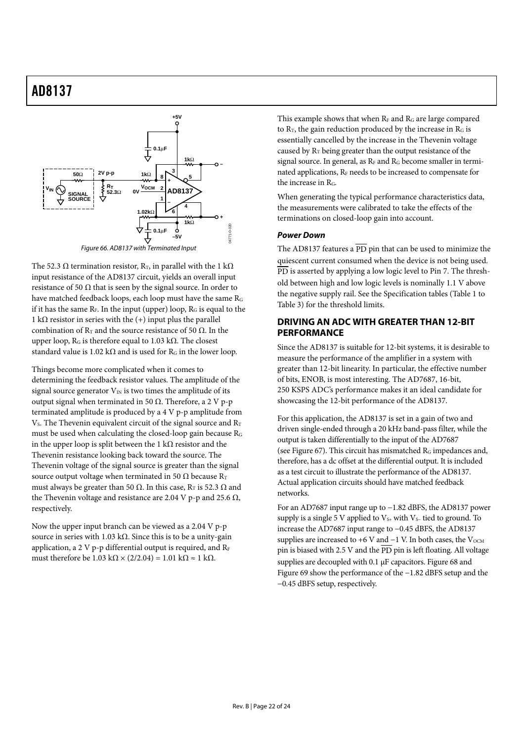Figure 66. AD8137 with Terminated Input

The 52.3 Ω termination resistor, $R_T$, in parallel with the 1 kΩ input resistance of the AD8137 circuit, yields an overall input resistance of 50 Ω that is seen by the signal source. In order to have matched feedback loops, each loop must have the same $R_G$ if it has the same $R_F$. In the input (upper) loop, $R_G$ is equal to the 1 kΩ resistor in series with the (+) input plus the parallel combination of $R_T$ and the source resistance of 50 Ω. In the upper loop, $R_G$ is therefore equal to 1.03 kΩ. The closest standard value is 1.02 kΩ and is used for $R_G$ in the lower loop.

Things become more complicated when it comes to determining the feedback resistor values. The amplitude of the signal source generator $V_{IN}$ is two times the amplitude of its output signal when terminated in 50 Ω. Therefore, a 2 V p-p terminated amplitude is produced by a 4 V p-p amplitude from $V_S$. The Thevenin equivalent circuit of the signal source and $R_T$ must be used when calculating the closed-loop gain because $R_G$ in the upper loop is split between the 1 kΩ resistor and the Thevenin resistance looking back toward the source. The Thevenin voltage of the signal source is greater than the signal source output voltage when terminated in 50 Ω because $R_T$ must always be greater than 50 Ω. In this case, $R_T$ is 52.3 Ω and the Thevenin voltage and resistance are 2.04 V p-p and 25.6 Ω, respectively.

Now the upper input branch can be viewed as a 2.04 V p-p source in series with 1.03 kΩ. Since this is to be a unity-gain application, a 2 V p-p differential output is required, and $R_F$ must therefore be 1.03 kΩ × (2/2.04) = 1.01 kΩ ≈ 1 kΩ.

This example shows that when $R_F$ and $R_G$ are large compared to $R_T$, the gain reduction produced by the increase in $R_G$ is essentially cancelled by the increase in the Thevenin voltage caused by $R_T$ being greater than the output resistance of the signal source. In general, as $R_F$ and $R_G$ become smaller in terminated applications, $R_F$ needs to be increased to compensate for the increase in $R_G$.

When generating the typical performance characteristics data, the measurements were calibrated to take the effects of the terminations on closed-loop gain into account.

### *Power Down*

The AD8137 features a $\overline{\text{PD}}$ pin that can be used to minimize the quiescent current consumed when the device is not being used. $\overline{\text{PD}}$ is asserted by applying a low logic level to Pin 7. The threshold between high and low logic levels is nominally 1.1 V above the negative supply rail. See the Specification tables (Table 1 to Table 3) for the threshold limits.

## DRIVING AN ADC WITH GREATER THAN 12-BIT PERFORMANCE

Since the AD8137 is suitable for 12-bit systems, it is desirable to measure the performance of the amplifier in a system with greater than 12-bit linearity. In particular, the effective number of bits, ENOB, is most interesting. The AD7687, 16-bit, 250 KSPS ADC's performance makes it an ideal candidate for showcasing the 12-bit performance of the AD8137.

For this application, the AD8137 is set in a gain of two and driven single-ended through a 20 kHz band-pass filter, while the output is taken differentially to the input of the AD7687 (see Figure 67). This circuit has mismatched $R_G$ impedances and, therefore, has a dc offset at the differential output. It is included as a test circuit to illustrate the performance of the AD8137. Actual application circuits should have matched feedback networks.

For an AD7687 input range up to −1.82 dBFS, the AD8137 power supply is a single 5 V applied to $V_{S+}$ with $V_{S-}$ tied to ground. To increase the AD7687 input range to −0.45 dBFS, the AD8137 supplies are increased to +6 V and −1 V. In both cases, the $V_{OCM}$ pin is biased with 2.5 V and the $\overline{\text{PD}}$ pin is left floating. All voltage supplies are decoupled with 0.1 μF capacitors. Figure 68 and Figure 69 show the performance of the −1.82 dBFS setup and the −0.45 dBFS setup, respectively.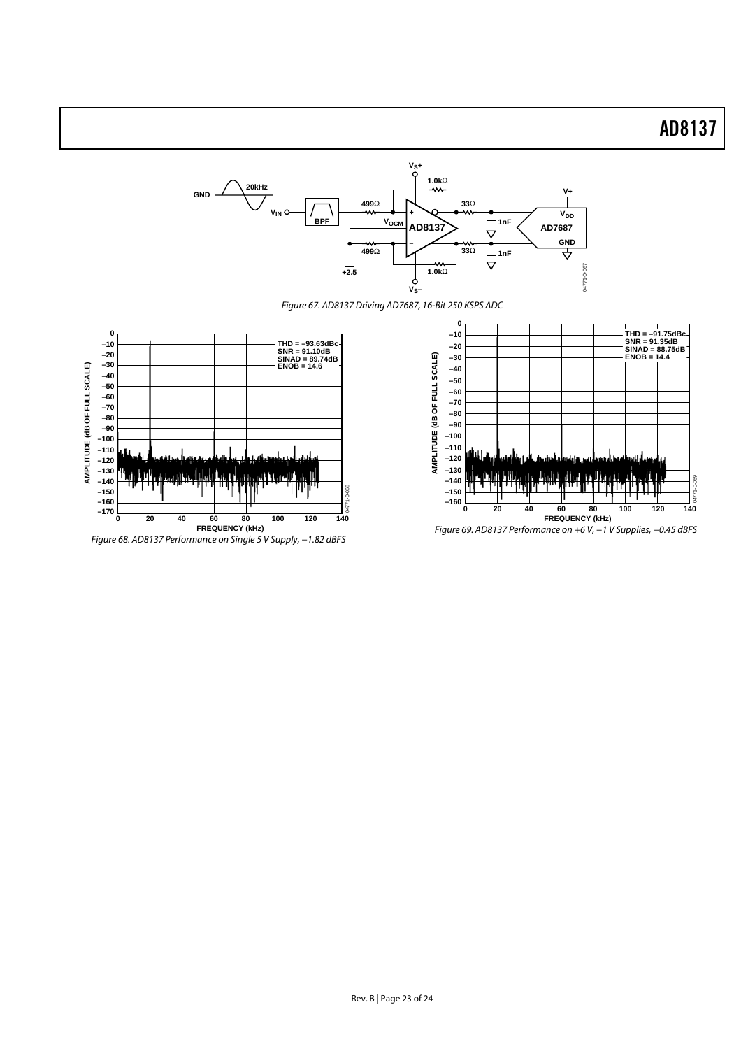Figure 67. AD8137 Driving AD7687, 16-Bit 250 KSPS ADC

Figure 68. AD8137 Performance on Single 5 V Supply, −1.82 dBFS

Figure 69. AD8137 Performance on +6 V, −1 V Supplies, −0.45 dBFS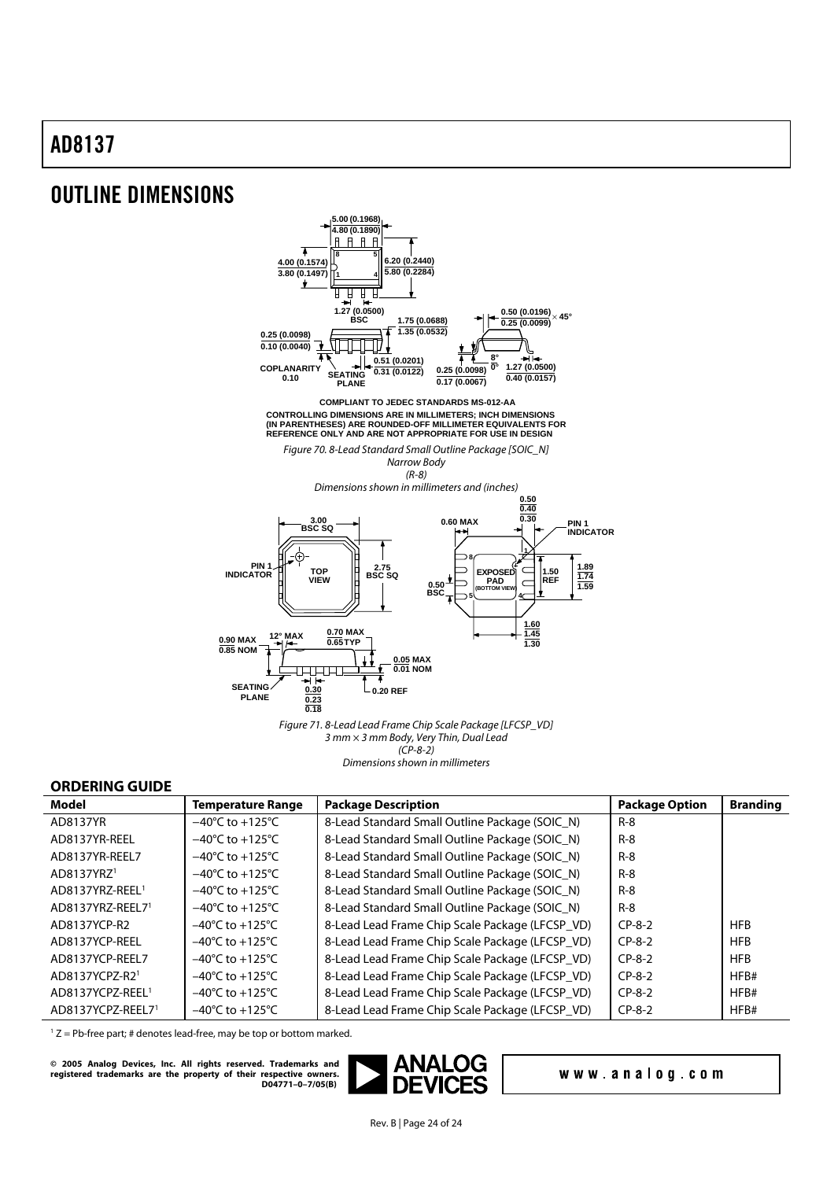# OUTLINE DIMENSIONS

5.00 (0.1968)
4.80 (0.1890)
8
5
1
4
4.00 (0.1574)
3.80 (0.1497)
6.20 (0.2440)
5.80 (0.2284)
1.27 (0.0500)
BSC
1.75 (0.0688)
1.35 (0.0532)
0.50 (0.0196)
0.25 (0.0099)
× 45°
0.25 (0.0098)
0.10 (0.0040)
COPLANARITY
0.10
SEATING
PLANE
0.51 (0.0201)
0.31 (0.0122)
0.25 (0.0098)
0.17 (0.0067)
8°
0°
1.27 (0.0500)
0.40 (0.0157)

COMPLIANT TO JEDEC STANDARDS MS-012-AA

CONTROLLING DIMENSIONS ARE IN MILLIMETERS; INCH DIMENSIONS (IN PARENTHESES) ARE ROUNDED-OFF MILLIMETER EQUIVALENTS FOR REFERENCE ONLY AND ARE NOT APPROPRIATE FOR USE IN DESIGN

*Figure 70. 8-Lead Standard Small Outline Package [SOIC_N]*
*Narrow Body*
*(R-8)*
*Dimensions shown in millimeters and (inches)*

3.00
BSC SQ
PIN 1
INDICATOR
TOP
VIEW
2.75
BSC SQ
0.60 MAX
0.50
0.40
0.30
PIN 1
INDICATOR
8
1
EXPOSED
PAD
(BOTTOM VIEW)
5
4
0.50
BSC
1.50
REF
1.89
1.74
1.59
1.60
1.45
1.30
0.90 MAX
0.85 NOM
12° MAX
0.70 MAX
0.65 TYP
0.05 MAX
0.01 NOM
SEATING
PLANE
0.30
0.23
0.18
0.20 REF

*Figure 71. 8-Lead Lead Frame Chip Scale Package [LFCSP_VD]*
*3 mm × 3 mm Body, Very Thin, Dual Lead*
*(CP-8-2)*
*Dimensions shown in millimeters*

## ORDERING GUIDE

| Model | Temperature Range | Package Description | Package Option | Branding |
|---|---|---|---|---|
| AD8137YR | –40°C to +125°C | 8-Lead Standard Small Outline Package (SOIC_N) | R-8 | |
| AD8137YR-REEL | –40°C to +125°C | 8-Lead Standard Small Outline Package (SOIC_N) | R-8 | |
| AD8137YR-REEL7 | –40°C to +125°C | 8-Lead Standard Small Outline Package (SOIC_N) | R-8 | |
| AD8137YRZ[1] | –40°C to +125°C | 8-Lead Standard Small Outline Package (SOIC_N) | R-8 | |
| AD8137YRZ-REEL[1] | –40°C to +125°C | 8-Lead Standard Small Outline Package (SOIC_N) | R-8 | |
| AD8137YRZ-REEL7[1] | –40°C to +125°C | 8-Lead Standard Small Outline Package (SOIC_N) | R-8 | |
| AD8137YCP-R2 | –40°C to +125°C | 8-Lead Lead Frame Chip Scale Package (LFCSP_VD) | CP-8-2 | HFB |
| AD8137YCP-REEL | –40°C to +125°C | 8-Lead Lead Frame Chip Scale Package (LFCSP_VD) | CP-8-2 | HFB |
| AD8137YCP-REEL7 | –40°C to +125°C | 8-Lead Lead Frame Chip Scale Package (LFCSP_VD) | CP-8-2 | HFB |
| AD8137YCPZ-R2[1] | –40°C to +125°C | 8-Lead Lead Frame Chip Scale Package (LFCSP_VD) | CP-8-2 | HFB# |
| AD8137YCPZ-REEL[1] | –40°C to +125°C | 8-Lead Lead Frame Chip Scale Package (LFCSP_VD) | CP-8-2 | HFB# |
| AD8137YCPZ-REEL7[1] | –40°C to +125°C | 8-Lead Lead Frame Chip Scale Package (LFCSP_VD) | CP-8-2 | HFB# |

[1] Z = Pb-free part; # denotes lead-free, may be top or bottom marked.

**© 2005 Analog Devices, Inc. All rights reserved. Trademarks and registered trademarks are the property of their respective owners. D04771–0–7/05(B)**

www.analog.com